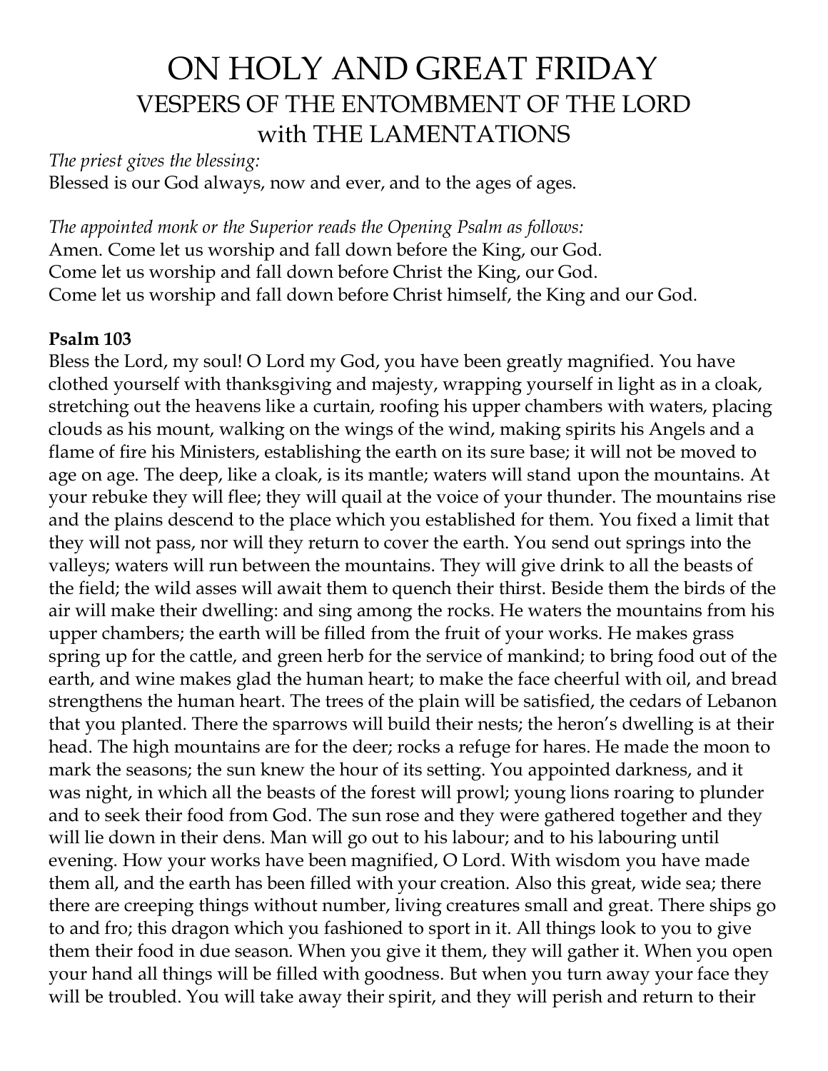# ON HOLY AND GREAT FRIDAY
## VESPERS OF THE ENTOMBMENT OF THE LORD
## with THE LAMENTATIONS

*The priest gives the blessing:*
Blessed is our God always, now and ever, and to the ages of ages.

*The appointed monk or the Superior reads the Opening Psalm as follows:*
Amen. Come let us worship and fall down before the King, our God.
Come let us worship and fall down before Christ the King, our God.
Come let us worship and fall down before Christ himself, the King and our God.

**Psalm 103**
Bless the Lord, my soul! O Lord my God, you have been greatly magnified. You have clothed yourself with thanksgiving and majesty, wrapping yourself in light as in a cloak, stretching out the heavens like a curtain, roofing his upper chambers with waters, placing clouds as his mount, walking on the wings of the wind, making spirits his Angels and a flame of fire his Ministers, establishing the earth on its sure base; it will not be moved to age on age. The deep, like a cloak, is its mantle; waters will stand upon the mountains. At your rebuke they will flee; they will quail at the voice of your thunder. The mountains rise and the plains descend to the place which you established for them. You fixed a limit that they will not pass, nor will they return to cover the earth. You send out springs into the valleys; waters will run between the mountains. They will give drink to all the beasts of the field; the wild asses will await them to quench their thirst. Beside them the birds of the air will make their dwelling: and sing among the rocks. He waters the mountains from his upper chambers; the earth will be filled from the fruit of your works. He makes grass spring up for the cattle, and green herb for the service of mankind; to bring food out of the earth, and wine makes glad the human heart; to make the face cheerful with oil, and bread strengthens the human heart. The trees of the plain will be satisfied, the cedars of Lebanon that you planted. There the sparrows will build their nests; the heron's dwelling is at their head. The high mountains are for the deer; rocks a refuge for hares. He made the moon to mark the seasons; the sun knew the hour of its setting. You appointed darkness, and it was night, in which all the beasts of the forest will prowl; young lions roaring to plunder and to seek their food from God. The sun rose and they were gathered together and they will lie down in their dens. Man will go out to his labour; and to his labouring until evening. How your works have been magnified, O Lord. With wisdom you have made them all, and the earth has been filled with your creation. Also this great, wide sea; there there are creeping things without number, living creatures small and great. There ships go to and fro; this dragon which you fashioned to sport in it. All things look to you to give them their food in due season. When you give it them, they will gather it. When you open your hand all things will be filled with goodness. But when you turn away your face they will be troubled. You will take away their spirit, and they will perish and return to their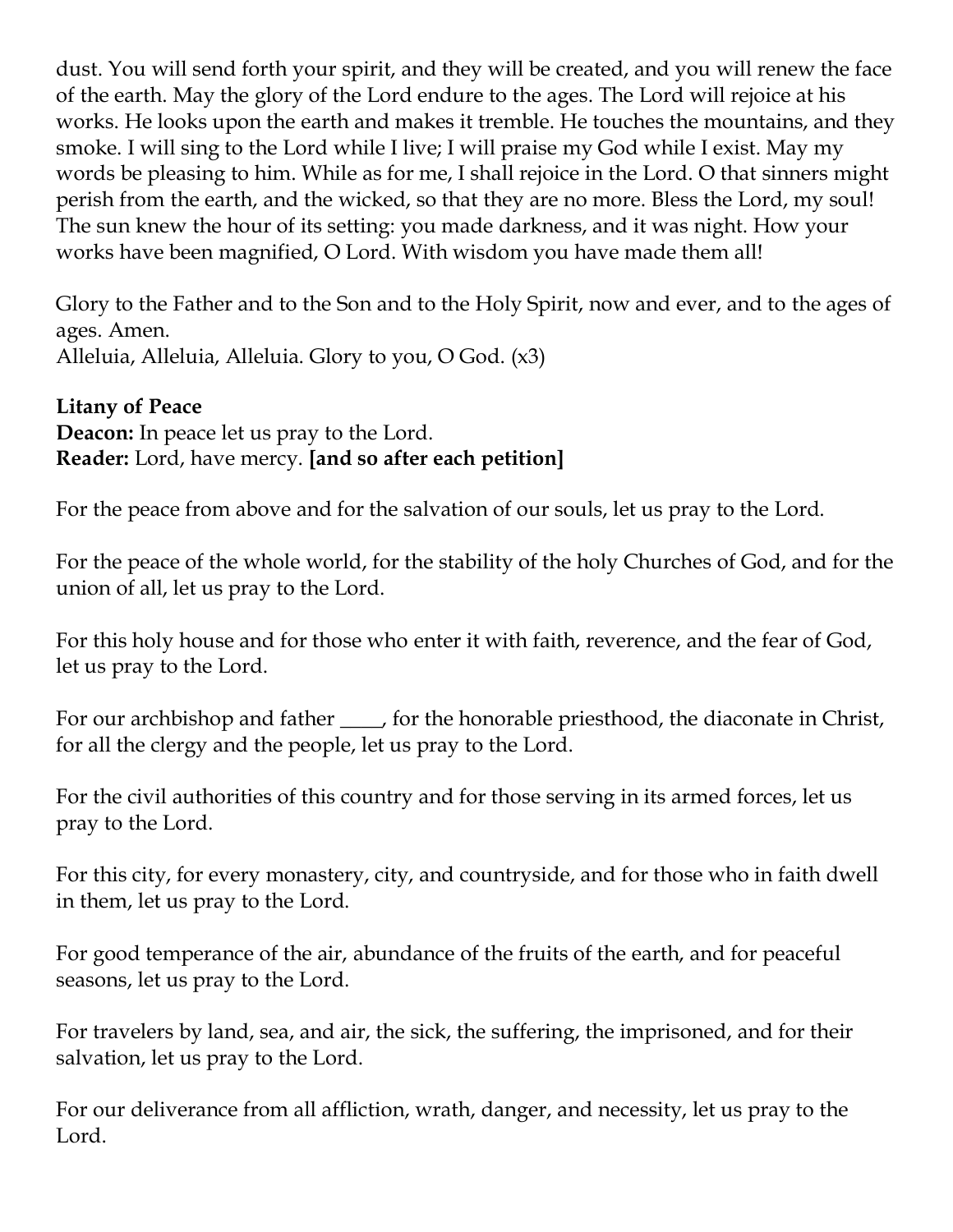dust. You will send forth your spirit, and they will be created, and you will renew the face of the earth. May the glory of the Lord endure to the ages. The Lord will rejoice at his works. He looks upon the earth and makes it tremble. He touches the mountains, and they smoke. I will sing to the Lord while I live; I will praise my God while I exist. May my words be pleasing to him. While as for me, I shall rejoice in the Lord. O that sinners might perish from the earth, and the wicked, so that they are no more. Bless the Lord, my soul! The sun knew the hour of its setting: you made darkness, and it was night. How your works have been magnified, O Lord. With wisdom you have made them all!

Glory to the Father and to the Son and to the Holy Spirit, now and ever, and to the ages of ages. Amen.
Alleluia, Alleluia, Alleluia. Glory to you, O God. (x3)

**Litany of Peace**
**Deacon:** In peace let us pray to the Lord.
**Reader:** Lord, have mercy. **[and so after each petition]**

For the peace from above and for the salvation of our souls, let us pray to the Lord.

For the peace of the whole world, for the stability of the holy Churches of God, and for the union of all, let us pray to the Lord.

For this holy house and for those who enter it with faith, reverence, and the fear of God, let us pray to the Lord.

For our archbishop and father ____, for the honorable priesthood, the diaconate in Christ, for all the clergy and the people, let us pray to the Lord.

For the civil authorities of this country and for those serving in its armed forces, let us pray to the Lord.

For this city, for every monastery, city, and countryside, and for those who in faith dwell in them, let us pray to the Lord.

For good temperance of the air, abundance of the fruits of the earth, and for peaceful seasons, let us pray to the Lord.

For travelers by land, sea, and air, the sick, the suffering, the imprisoned, and for their salvation, let us pray to the Lord.

For our deliverance from all affliction, wrath, danger, and necessity, let us pray to the Lord.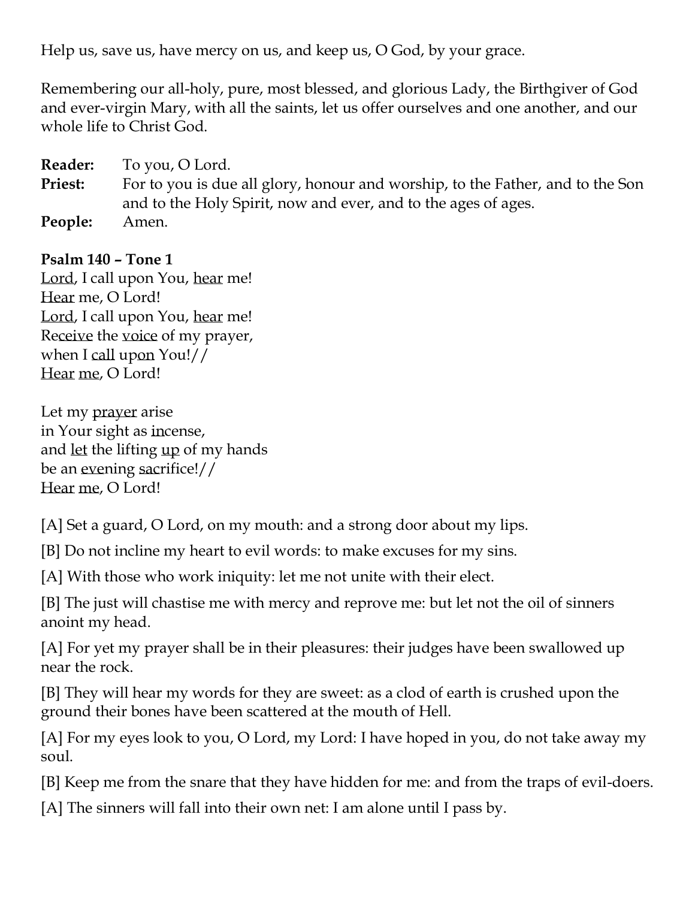Help us, save us, have mercy on us, and keep us, O God, by your grace.

Remembering our all-holy, pure, most blessed, and glorious Lady, the Birthgiver of God and ever-virgin Mary, with all the saints, let us offer ourselves and one another, and our whole life to Christ God.

**Reader:** To you, O Lord.
**Priest:** For to you is due all glory, honour and worship, to the Father, and to the Son and to the Holy Spirit, now and ever, and to the ages of ages.
**People:** Amen.

**Psalm 140 – Tone 1**
<u>Lord</u>, I call upon You, <u>hear</u> me!
<u>Hear</u> me, O Lord!
<u>Lord</u>, I call upon You, <u>hear</u> me!
Re<u>ceive</u> the <u>voice</u> of my prayer,
when I <u>call</u> up<u>on</u> You!//
<u>Hear</u> <u>me</u>, O Lord!

Let my <u>prayer</u> arise
in Your sight as <u>in</u>cense,
and <u>let</u> the lifting <u>up</u> of my hands
be an <u>eve</u>ning <u>sac</u>rifice!//
<u>Hear</u> <u>me</u>, O Lord!

[A] Set a guard, O Lord, on my mouth: and a strong door about my lips.

[B] Do not incline my heart to evil words: to make excuses for my sins.

[A] With those who work iniquity: let me not unite with their elect.

[B] The just will chastise me with mercy and reprove me: but let not the oil of sinners anoint my head.

[A] For yet my prayer shall be in their pleasures: their judges have been swallowed up near the rock.

[B] They will hear my words for they are sweet: as a clod of earth is crushed upon the ground their bones have been scattered at the mouth of Hell.

[A] For my eyes look to you, O Lord, my Lord: I have hoped in you, do not take away my soul.

[B] Keep me from the snare that they have hidden for me: and from the traps of evil-doers.

[A] The sinners will fall into their own net: I am alone until I pass by.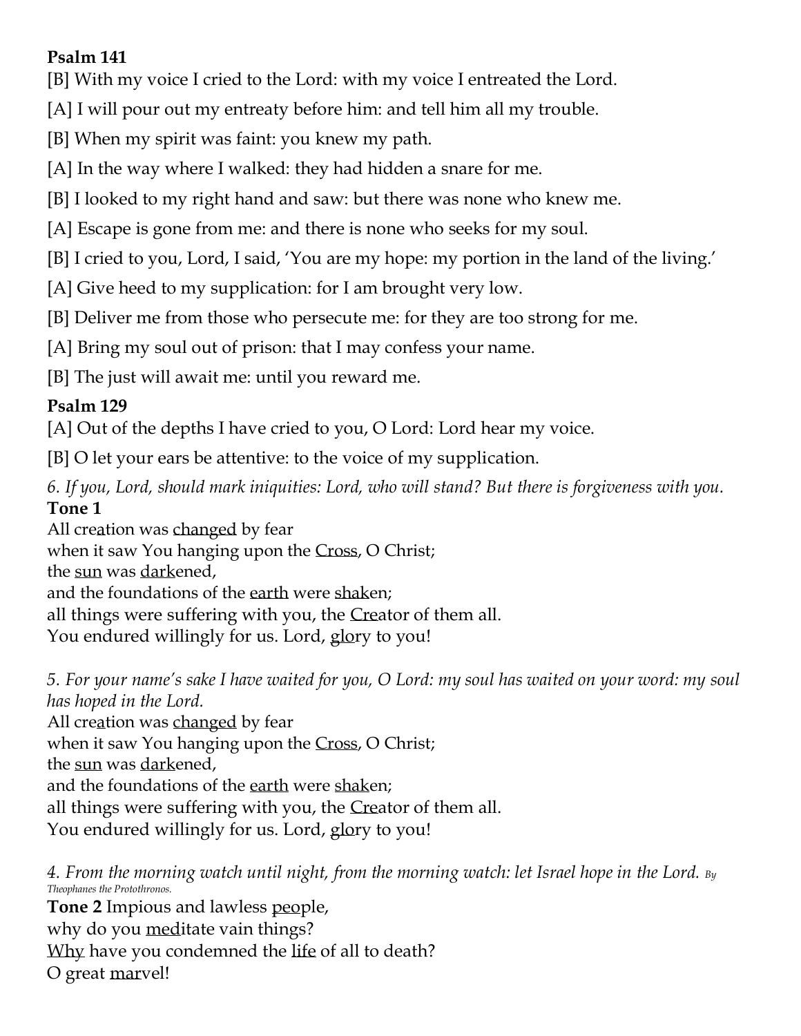**Psalm 141**

[B] With my voice I cried to the Lord: with my voice I entreated the Lord.

[A] I will pour out my entreaty before him: and tell him all my trouble.

[B] When my spirit was faint: you knew my path.

[A] In the way where I walked: they had hidden a snare for me.

[B] I looked to my right hand and saw: but there was none who knew me.

[A] Escape is gone from me: and there is none who seeks for my soul.

[B] I cried to you, Lord, I said, 'You are my hope: my portion in the land of the living.'

[A] Give heed to my supplication: for I am brought very low.

[B] Deliver me from those who persecute me: for they are too strong for me.

[A] Bring my soul out of prison: that I may confess your name.

[B] The just will await me: until you reward me.

**Psalm 129**

[A] Out of the depths I have cried to you, O Lord: Lord hear my voice.

[B] O let your ears be attentive: to the voice of my supplication.

*6. If you, Lord, should mark iniquities: Lord, who will stand? But there is forgiveness with you.*

**Tone 1**

All creation was <u>changed</u> by fear
when it saw You hanging upon the <u>Cross</u>, O Christ;
the <u>sun</u> was <u>dark</u>ened,
and the foundations of the <u>earth</u> were <u>shak</u>en;
all things were suffering with you, the <u>Cre</u>ator of them all.
You endured willingly for us. Lord, <u>glo</u>ry to you!

*5. For your name's sake I have waited for you, O Lord: my soul has waited on your word: my soul has hoped in the Lord.*

All creation was <u>changed</u> by fear
when it saw You hanging upon the <u>Cross</u>, O Christ;
the <u>sun</u> was <u>dark</u>ened,
and the foundations of the <u>earth</u> were <u>shak</u>en;
all things were suffering with you, the <u>Cre</u>ator of them all.
You endured willingly for us. Lord, <u>glo</u>ry to you!

*4. From the morning watch until night, from the morning watch: let Israel hope in the Lord. By Theophanes the Protothronos.*

**Tone 2** Impious and lawless <u>peo</u>ple,
why do you <u>med</u>itate vain things?
<u>Why</u> have you condemned the <u>life</u> of all to death?
O great <u>mar</u>vel!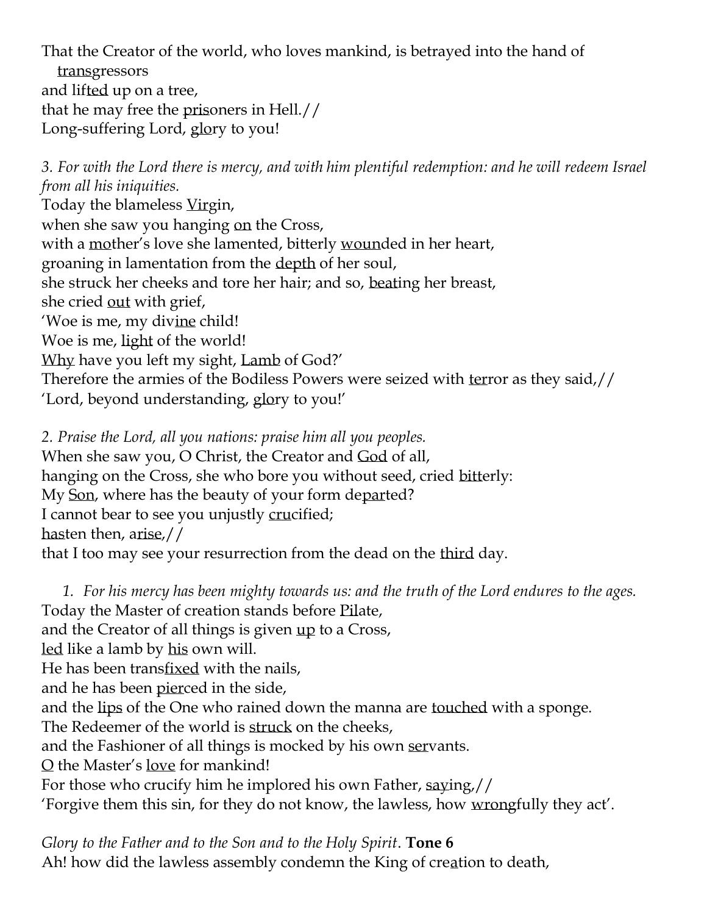That the Creator of the world, who loves mankind, is betrayed into the hand of transgressors
and lifted up on a tree,
that he may free the prisoners in Hell.//
Long-suffering Lord, glory to you!

*3. For with the Lord there is mercy, and with him plentiful redemption: and he will redeem Israel from all his iniquities.*
Today the blameless Virgin,
when she saw you hanging on the Cross,
with a mother's love she lamented, bitterly wounded in her heart,
groaning in lamentation from the depth of her soul,
she struck her cheeks and tore her hair; and so, beating her breast,
she cried out with grief,
'Woe is me, my divine child!
Woe is me, light of the world!
Why have you left my sight, Lamb of God?'
Therefore the armies of the Bodiless Powers were seized with terror as they said,//
'Lord, beyond understanding, glory to you!'

*2. Praise the Lord, all you nations: praise him all you peoples.*
When she saw you, O Christ, the Creator and God of all,
hanging on the Cross, she who bore you without seed, cried bitterly:
My Son, where has the beauty of your form departed?
I cannot bear to see you unjustly crucified;
hasten then, arise,//
that I too may see your resurrection from the dead on the third day.

*1. For his mercy has been mighty towards us: and the truth of the Lord endures to the ages.*
Today the Master of creation stands before Pilate,
and the Creator of all things is given up to a Cross,
led like a lamb by his own will.
He has been transfixed with the nails,
and he has been pierced in the side,
and the lips of the One who rained down the manna are touched with a sponge.
The Redeemer of the world is struck on the cheeks,
and the Fashioner of all things is mocked by his own servants.
O the Master's love for mankind!
For those who crucify him he implored his own Father, saying,//
'Forgive them this sin, for they do not know, the lawless, how wrongfully they act'.

*Glory to the Father and to the Son and to the Holy Spirit*. **Tone 6**
Ah! how did the lawless assembly condemn the King of creation to death,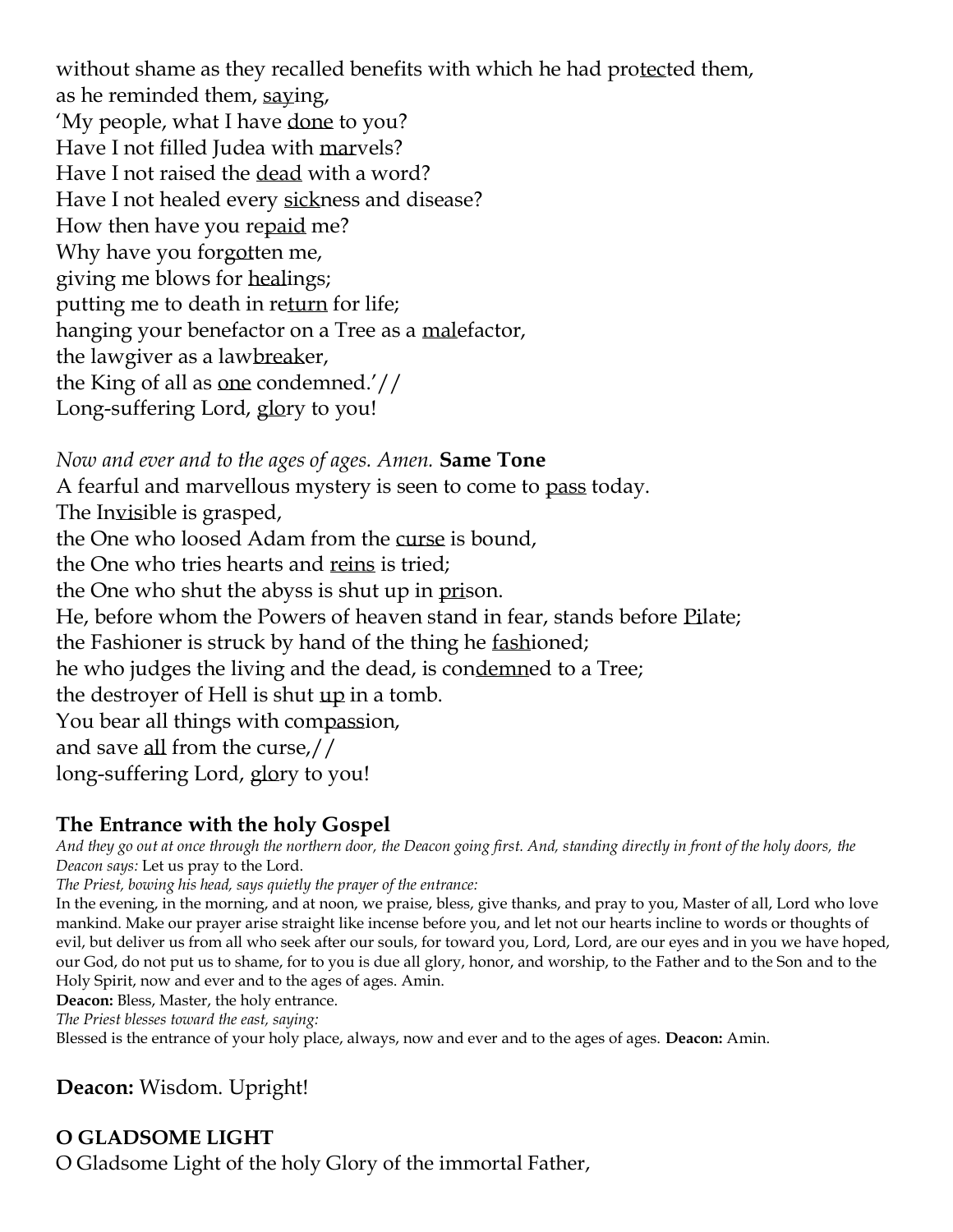without shame as they recalled benefits with which he had protected them,
as he reminded them, saying,
'My people, what I have done to you?
Have I not filled Judea with marvels?
Have I not raised the dead with a word?
Have I not healed every sickness and disease?
How then have you repaid me?
Why have you forgotten me,
giving me blows for healings;
putting me to death in return for life;
hanging your benefactor on a Tree as a malefactor,
the lawgiver as a lawbreaker,
the King of all as one condemned.'//
Long-suffering Lord, glory to you!

*Now and ever and to the ages of ages. Amen.* **Same Tone**
A fearful and marvellous mystery is seen to come to pass today.
The Invisible is grasped,
the One who loosed Adam from the curse is bound,
the One who tries hearts and reins is tried;
the One who shut the abyss is shut up in prison.
He, before whom the Powers of heaven stand in fear, stands before Pilate;
the Fashioner is struck by hand of the thing he fashioned;
he who judges the living and the dead, is condemned to a Tree;
the destroyer of Hell is shut up in a tomb.
You bear all things with compassion,
and save all from the curse,//
long-suffering Lord, glory to you!

### The Entrance with the holy Gospel

*And they go out at once through the northern door, the Deacon going first. And, standing directly in front of the holy doors, the Deacon says:* Let us pray to the Lord.
*The Priest, bowing his head, says quietly the prayer of the entrance:*
In the evening, in the morning, and at noon, we praise, bless, give thanks, and pray to you, Master of all, Lord who love mankind. Make our prayer arise straight like incense before you, and let not our hearts incline to words or thoughts of evil, but deliver us from all who seek after our souls, for toward you, Lord, Lord, are our eyes and in you we have hoped, our God, do not put us to shame, for to you is due all glory, honor, and worship, to the Father and to the Son and to the Holy Spirit, now and ever and to the ages of ages. Amin.
**Deacon:** Bless, Master, the holy entrance.
*The Priest blesses toward the east, saying:*
Blessed is the entrance of your holy place, always, now and ever and to the ages of ages. **Deacon:** Amin.

**Deacon:** Wisdom. Upright!

### O GLADSOME LIGHT

O Gladsome Light of the holy Glory of the immortal Father,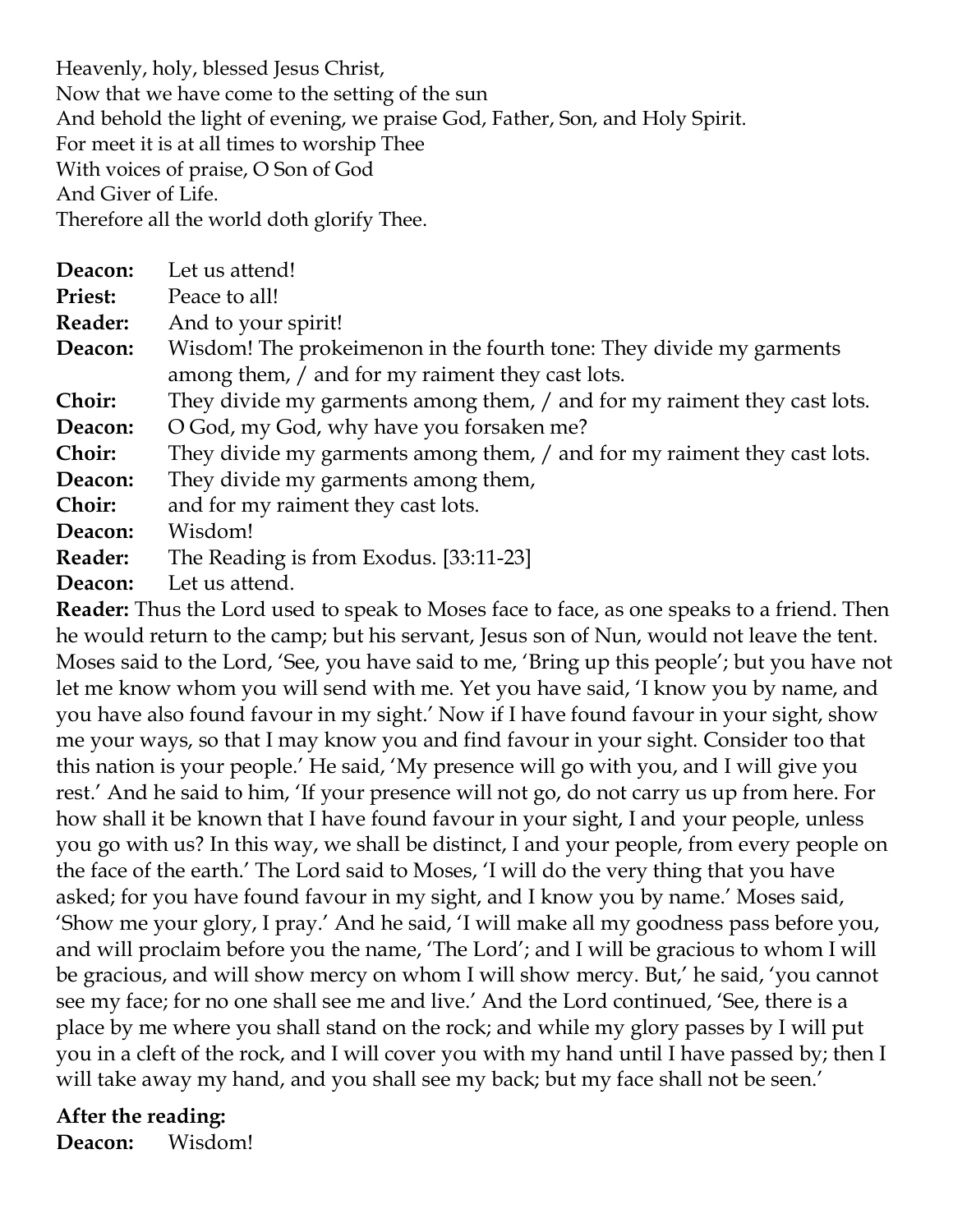Heavenly, holy, blessed Jesus Christ,
Now that we have come to the setting of the sun
And behold the light of evening, we praise God, Father, Son, and Holy Spirit.
For meet it is at all times to worship Thee
With voices of praise, O Son of God
And Giver of Life.
Therefore all the world doth glorify Thee.

**Deacon:** Let us attend!
**Priest:** Peace to all!
**Reader:** And to your spirit!
**Deacon:** Wisdom! The prokeimenon in the fourth tone: They divide my garments among them, / and for my raiment they cast lots.
**Choir:** They divide my garments among them, / and for my raiment they cast lots.
**Deacon:** O God, my God, why have you forsaken me?
**Choir:** They divide my garments among them, / and for my raiment they cast lots.
**Deacon:** They divide my garments among them,
**Choir:** and for my raiment they cast lots.
**Deacon:** Wisdom!
**Reader:** The Reading is from Exodus. [33:11-23]
**Deacon:** Let us attend.

**Reader:** Thus the Lord used to speak to Moses face to face, as one speaks to a friend. Then he would return to the camp; but his servant, Jesus son of Nun, would not leave the tent. Moses said to the Lord, 'See, you have said to me, 'Bring up this people'; but you have not let me know whom you will send with me. Yet you have said, 'I know you by name, and you have also found favour in my sight.' Now if I have found favour in your sight, show me your ways, so that I may know you and find favour in your sight. Consider too that this nation is your people.' He said, 'My presence will go with you, and I will give you rest.' And he said to him, 'If your presence will not go, do not carry us up from here. For how shall it be known that I have found favour in your sight, I and your people, unless you go with us? In this way, we shall be distinct, I and your people, from every people on the face of the earth.' The Lord said to Moses, 'I will do the very thing that you have asked; for you have found favour in my sight, and I know you by name.' Moses said, 'Show me your glory, I pray.' And he said, 'I will make all my goodness pass before you, and will proclaim before you the name, 'The Lord'; and I will be gracious to whom I will be gracious, and will show mercy on whom I will show mercy. But,' he said, 'you cannot see my face; for no one shall see me and live.' And the Lord continued, 'See, there is a place by me where you shall stand on the rock; and while my glory passes by I will put you in a cleft of the rock, and I will cover you with my hand until I have passed by; then I will take away my hand, and you shall see my back; but my face shall not be seen.'

**After the reading:**
**Deacon:** Wisdom!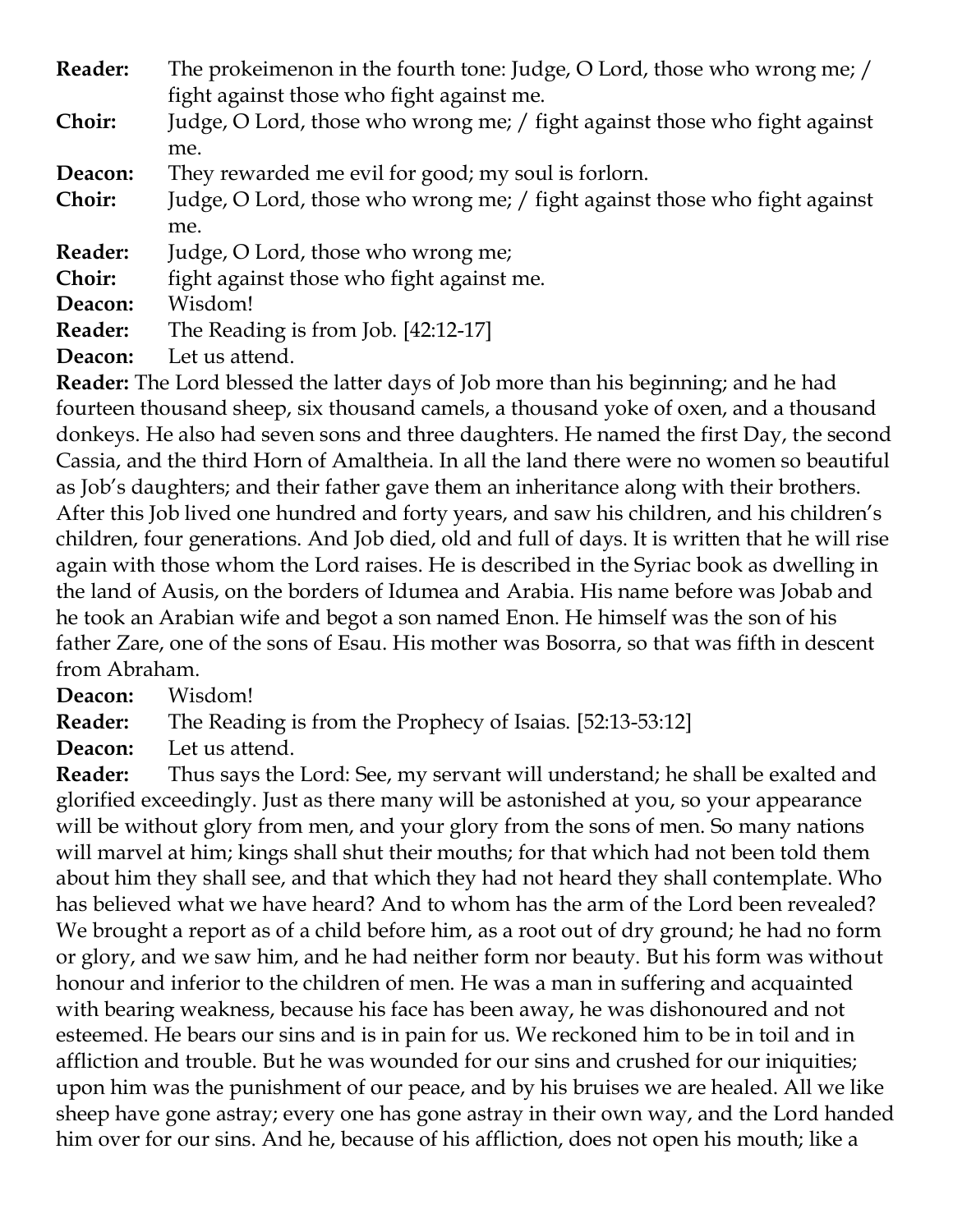**Reader:** The prokeimenon in the fourth tone: Judge, O Lord, those who wrong me; / fight against those who fight against me.

**Choir:** Judge, O Lord, those who wrong me; / fight against those who fight against me.

**Deacon:** They rewarded me evil for good; my soul is forlorn.

**Choir:** Judge, O Lord, those who wrong me; / fight against those who fight against me.

**Reader:** Judge, O Lord, those who wrong me;

**Choir:** fight against those who fight against me.

**Deacon:** Wisdom!

**Reader:** The Reading is from Job. [42:12-17]

**Deacon:** Let us attend.

**Reader:** The Lord blessed the latter days of Job more than his beginning; and he had fourteen thousand sheep, six thousand camels, a thousand yoke of oxen, and a thousand donkeys. He also had seven sons and three daughters. He named the first Day, the second Cassia, and the third Horn of Amaltheia. In all the land there were no women so beautiful as Job's daughters; and their father gave them an inheritance along with their brothers. After this Job lived one hundred and forty years, and saw his children, and his children's children, four generations. And Job died, old and full of days. It is written that he will rise again with those whom the Lord raises. He is described in the Syriac book as dwelling in the land of Ausis, on the borders of Idumea and Arabia. His name before was Jobab and he took an Arabian wife and begot a son named Enon. He himself was the son of his father Zare, one of the sons of Esau. His mother was Bosorra, so that was fifth in descent from Abraham.

**Deacon:** Wisdom!

**Reader:** The Reading is from the Prophecy of Isaias. [52:13-53:12]

**Deacon:** Let us attend.

**Reader:** Thus says the Lord: See, my servant will understand; he shall be exalted and glorified exceedingly. Just as there many will be astonished at you, so your appearance will be without glory from men, and your glory from the sons of men. So many nations will marvel at him; kings shall shut their mouths; for that which had not been told them about him they shall see, and that which they had not heard they shall contemplate. Who has believed what we have heard? And to whom has the arm of the Lord been revealed? We brought a report as of a child before him, as a root out of dry ground; he had no form or glory, and we saw him, and he had neither form nor beauty. But his form was without honour and inferior to the children of men. He was a man in suffering and acquainted with bearing weakness, because his face has been away, he was dishonoured and not esteemed. He bears our sins and is in pain for us. We reckoned him to be in toil and in affliction and trouble. But he was wounded for our sins and crushed for our iniquities; upon him was the punishment of our peace, and by his bruises we are healed. All we like sheep have gone astray; every one has gone astray in their own way, and the Lord handed him over for our sins. And he, because of his affliction, does not open his mouth; like a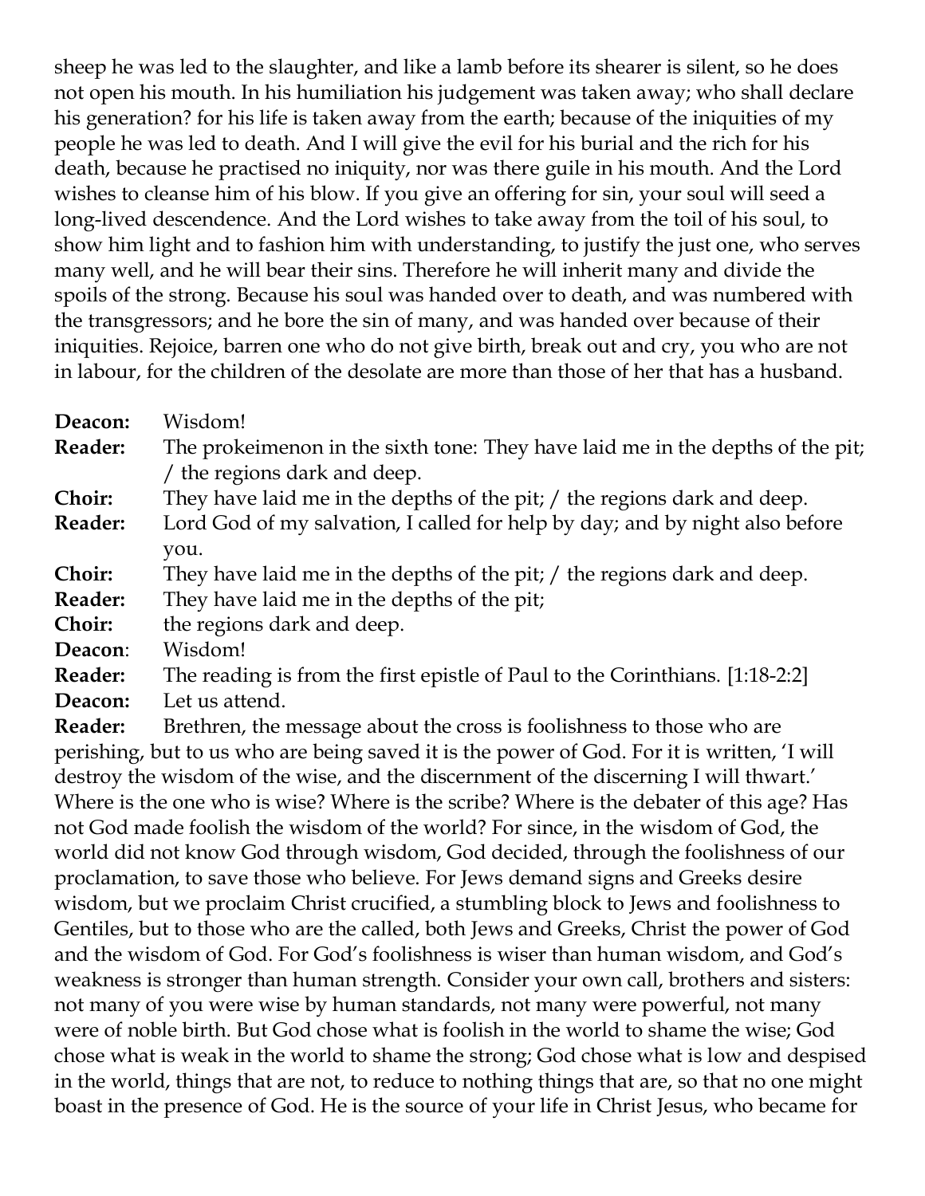sheep he was led to the slaughter, and like a lamb before its shearer is silent, so he does not open his mouth. In his humiliation his judgement was taken away; who shall declare his generation? for his life is taken away from the earth; because of the iniquities of my people he was led to death. And I will give the evil for his burial and the rich for his death, because he practised no iniquity, nor was there guile in his mouth. And the Lord wishes to cleanse him of his blow. If you give an offering for sin, your soul will seed a long-lived descendence. And the Lord wishes to take away from the toil of his soul, to show him light and to fashion him with understanding, to justify the just one, who serves many well, and he will bear their sins. Therefore he will inherit many and divide the spoils of the strong. Because his soul was handed over to death, and was numbered with the transgressors; and he bore the sin of many, and was handed over because of their iniquities. Rejoice, barren one who do not give birth, break out and cry, you who are not in labour, for the children of the desolate are more than those of her that has a husband.

**Deacon:** Wisdom!

**Reader:** The prokeimenon in the sixth tone: They have laid me in the depths of the pit; / the regions dark and deep.

**Choir:** They have laid me in the depths of the pit; / the regions dark and deep.

**Reader:** Lord God of my salvation, I called for help by day; and by night also before you.

**Choir:** They have laid me in the depths of the pit; / the regions dark and deep.

**Reader:** They have laid me in the depths of the pit;

**Choir:** the regions dark and deep.

**Deacon**: Wisdom!

**Reader:** The reading is from the first epistle of Paul to the Corinthians. [1:18-2:2]

**Deacon:** Let us attend.

**Reader:** Brethren, the message about the cross is foolishness to those who are perishing, but to us who are being saved it is the power of God. For it is written, 'I will destroy the wisdom of the wise, and the discernment of the discerning I will thwart.' Where is the one who is wise? Where is the scribe? Where is the debater of this age? Has not God made foolish the wisdom of the world? For since, in the wisdom of God, the world did not know God through wisdom, God decided, through the foolishness of our proclamation, to save those who believe. For Jews demand signs and Greeks desire wisdom, but we proclaim Christ crucified, a stumbling block to Jews and foolishness to Gentiles, but to those who are the called, both Jews and Greeks, Christ the power of God and the wisdom of God. For God's foolishness is wiser than human wisdom, and God's weakness is stronger than human strength. Consider your own call, brothers and sisters: not many of you were wise by human standards, not many were powerful, not many were of noble birth. But God chose what is foolish in the world to shame the wise; God chose what is weak in the world to shame the strong; God chose what is low and despised in the world, things that are not, to reduce to nothing things that are, so that no one might boast in the presence of God. He is the source of your life in Christ Jesus, who became for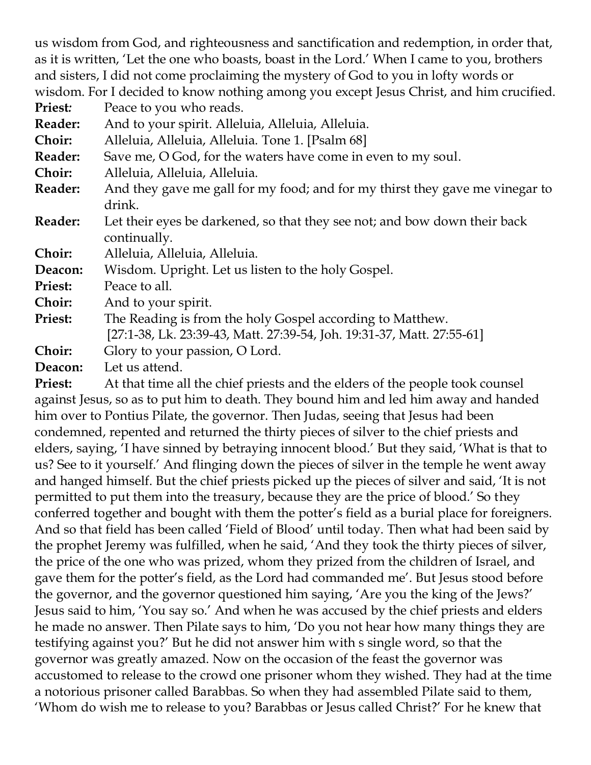us wisdom from God, and righteousness and sanctification and redemption, in order that, as it is written, 'Let the one who boasts, boast in the Lord.' When I came to you, brothers and sisters, I did not come proclaiming the mystery of God to you in lofty words or wisdom. For I decided to know nothing among you except Jesus Christ, and him crucified.

**Priest:** Peace to you who reads.

**Reader:** And to your spirit. Alleluia, Alleluia, Alleluia.

**Choir:** Alleluia, Alleluia, Alleluia. Tone 1. [Psalm 68]

**Reader:** Save me, O God, for the waters have come in even to my soul.

**Choir:** Alleluia, Alleluia, Alleluia.

**Reader:** And they gave me gall for my food; and for my thirst they gave me vinegar to drink.

**Reader:** Let their eyes be darkened, so that they see not; and bow down their back continually.

**Choir:** Alleluia, Alleluia, Alleluia.

**Deacon:** Wisdom. Upright. Let us listen to the holy Gospel.

**Priest:** Peace to all.

**Choir:** And to your spirit.

**Priest:** The Reading is from the holy Gospel according to Matthew.
[27:1-38, Lk. 23:39-43, Matt. 27:39-54, Joh. 19:31-37, Matt. 27:55-61]

**Choir:** Glory to your passion, O Lord.

**Deacon:** Let us attend.

**Priest:** At that time all the chief priests and the elders of the people took counsel against Jesus, so as to put him to death. They bound him and led him away and handed him over to Pontius Pilate, the governor. Then Judas, seeing that Jesus had been condemned, repented and returned the thirty pieces of silver to the chief priests and elders, saying, 'I have sinned by betraying innocent blood.' But they said, 'What is that to us? See to it yourself.' And flinging down the pieces of silver in the temple he went away and hanged himself. But the chief priests picked up the pieces of silver and said, 'It is not permitted to put them into the treasury, because they are the price of blood.' So they conferred together and bought with them the potter's field as a burial place for foreigners. And so that field has been called 'Field of Blood' until today. Then what had been said by the prophet Jeremy was fulfilled, when he said, 'And they took the thirty pieces of silver, the price of the one who was prized, whom they prized from the children of Israel, and gave them for the potter's field, as the Lord had commanded me'. But Jesus stood before the governor, and the governor questioned him saying, 'Are you the king of the Jews?' Jesus said to him, 'You say so.' And when he was accused by the chief priests and elders he made no answer. Then Pilate says to him, 'Do you not hear how many things they are testifying against you?' But he did not answer him with s single word, so that the governor was greatly amazed. Now on the occasion of the feast the governor was accustomed to release to the crowd one prisoner whom they wished. They had at the time a notorious prisoner called Barabbas. So when they had assembled Pilate said to them, 'Whom do wish me to release to you? Barabbas or Jesus called Christ?' For he knew that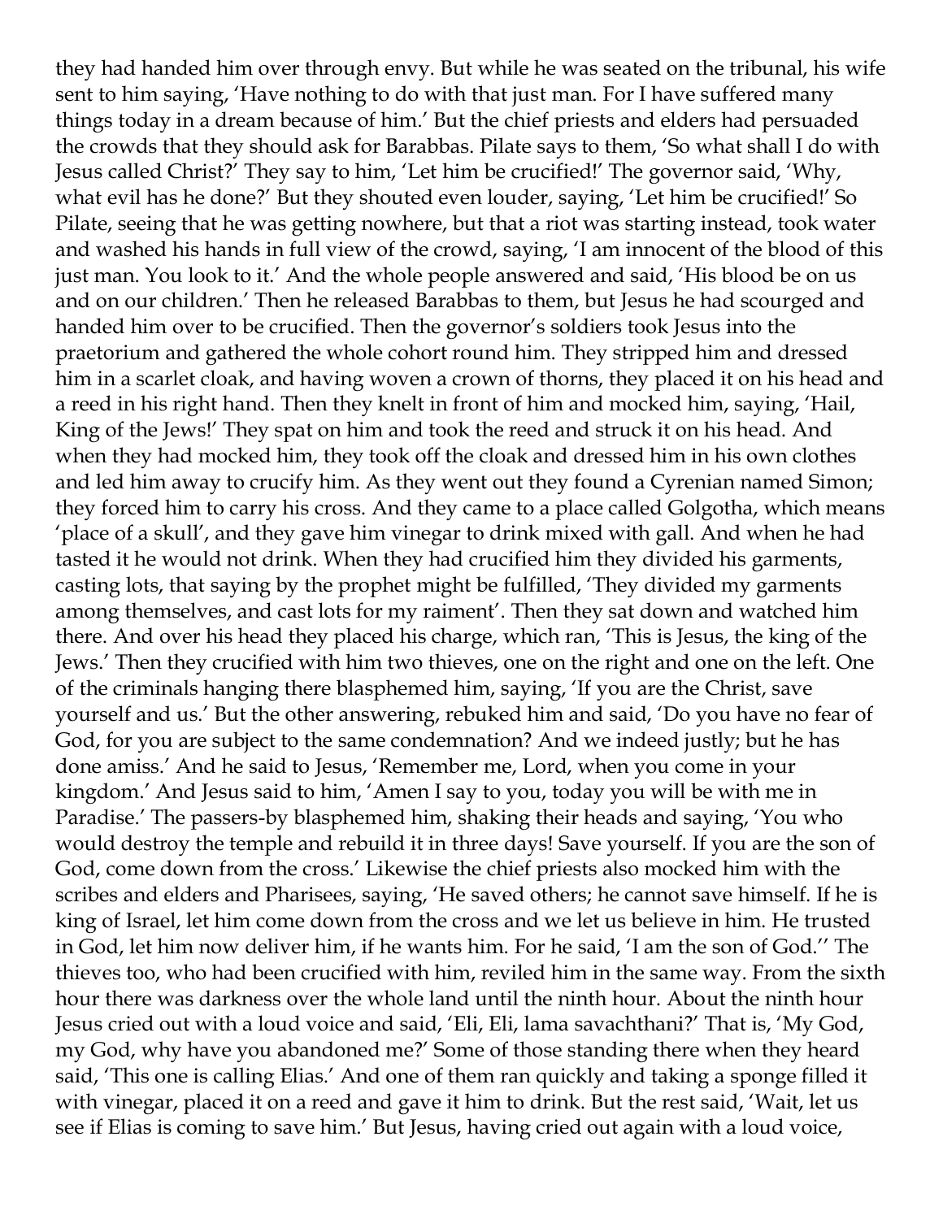they had handed him over through envy. But while he was seated on the tribunal, his wife sent to him saying, 'Have nothing to do with that just man. For I have suffered many things today in a dream because of him.' But the chief priests and elders had persuaded the crowds that they should ask for Barabbas. Pilate says to them, 'So what shall I do with Jesus called Christ?' They say to him, 'Let him be crucified!' The governor said, 'Why, what evil has he done?' But they shouted even louder, saying, 'Let him be crucified!' So Pilate, seeing that he was getting nowhere, but that a riot was starting instead, took water and washed his hands in full view of the crowd, saying, 'I am innocent of the blood of this just man. You look to it.' And the whole people answered and said, 'His blood be on us and on our children.' Then he released Barabbas to them, but Jesus he had scourged and handed him over to be crucified. Then the governor's soldiers took Jesus into the praetorium and gathered the whole cohort round him. They stripped him and dressed him in a scarlet cloak, and having woven a crown of thorns, they placed it on his head and a reed in his right hand. Then they knelt in front of him and mocked him, saying, 'Hail, King of the Jews!' They spat on him and took the reed and struck it on his head. And when they had mocked him, they took off the cloak and dressed him in his own clothes and led him away to crucify him. As they went out they found a Cyrenian named Simon; they forced him to carry his cross. And they came to a place called Golgotha, which means 'place of a skull', and they gave him vinegar to drink mixed with gall. And when he had tasted it he would not drink. When they had crucified him they divided his garments, casting lots, that saying by the prophet might be fulfilled, 'They divided my garments among themselves, and cast lots for my raiment'. Then they sat down and watched him there. And over his head they placed his charge, which ran, 'This is Jesus, the king of the Jews.' Then they crucified with him two thieves, one on the right and one on the left. One of the criminals hanging there blasphemed him, saying, 'If you are the Christ, save yourself and us.' But the other answering, rebuked him and said, 'Do you have no fear of God, for you are subject to the same condemnation? And we indeed justly; but he has done amiss.' And he said to Jesus, 'Remember me, Lord, when you come in your kingdom.' And Jesus said to him, 'Amen I say to you, today you will be with me in Paradise.' The passers-by blasphemed him, shaking their heads and saying, 'You who would destroy the temple and rebuild it in three days! Save yourself. If you are the son of God, come down from the cross.' Likewise the chief priests also mocked him with the scribes and elders and Pharisees, saying, 'He saved others; he cannot save himself. If he is king of Israel, let him come down from the cross and we let us believe in him. He trusted in God, let him now deliver him, if he wants him. For he said, 'I am the son of God.'' The thieves too, who had been crucified with him, reviled him in the same way. From the sixth hour there was darkness over the whole land until the ninth hour. About the ninth hour Jesus cried out with a loud voice and said, 'Eli, Eli, lama savachthani?' That is, 'My God, my God, why have you abandoned me?' Some of those standing there when they heard said, 'This one is calling Elias.' And one of them ran quickly and taking a sponge filled it with vinegar, placed it on a reed and gave it him to drink. But the rest said, 'Wait, let us see if Elias is coming to save him.' But Jesus, having cried out again with a loud voice,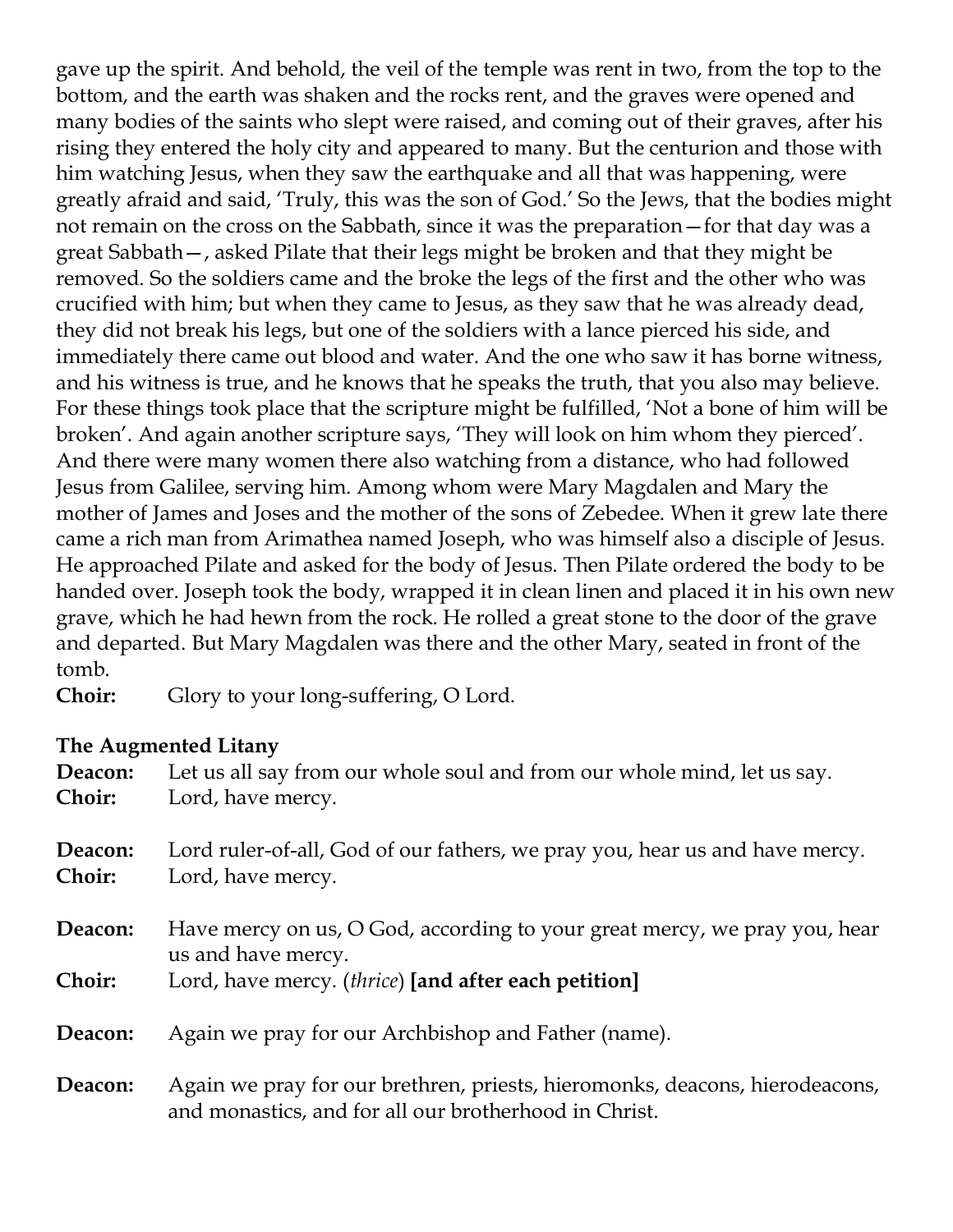gave up the spirit. And behold, the veil of the temple was rent in two, from the top to the bottom, and the earth was shaken and the rocks rent, and the graves were opened and many bodies of the saints who slept were raised, and coming out of their graves, after his rising they entered the holy city and appeared to many. But the centurion and those with him watching Jesus, when they saw the earthquake and all that was happening, were greatly afraid and said, 'Truly, this was the son of God.' So the Jews, that the bodies might not remain on the cross on the Sabbath, since it was the preparation—for that day was a great Sabbath—, asked Pilate that their legs might be broken and that they might be removed. So the soldiers came and the broke the legs of the first and the other who was crucified with him; but when they came to Jesus, as they saw that he was already dead, they did not break his legs, but one of the soldiers with a lance pierced his side, and immediately there came out blood and water. And the one who saw it has borne witness, and his witness is true, and he knows that he speaks the truth, that you also may believe. For these things took place that the scripture might be fulfilled, 'Not a bone of him will be broken'. And again another scripture says, 'They will look on him whom they pierced'. And there were many women there also watching from a distance, who had followed Jesus from Galilee, serving him. Among whom were Mary Magdalen and Mary the mother of James and Joses and the mother of the sons of Zebedee. When it grew late there came a rich man from Arimathea named Joseph, who was himself also a disciple of Jesus. He approached Pilate and asked for the body of Jesus. Then Pilate ordered the body to be handed over. Joseph took the body, wrapped it in clean linen and placed it in his own new grave, which he had hewn from the rock. He rolled a great stone to the door of the grave and departed. But Mary Magdalen was there and the other Mary, seated in front of the tomb.

**Choir:** Glory to your long-suffering, O Lord.

**The Augmented Litany**

**Deacon:** Let us all say from our whole soul and from our whole mind, let us say.
**Choir:** Lord, have mercy.

**Deacon:** Lord ruler-of-all, God of our fathers, we pray you, hear us and have mercy.
**Choir:** Lord, have mercy.

**Deacon:** Have mercy on us, O God, according to your great mercy, we pray you, hear us and have mercy.
**Choir:** Lord, have mercy. (*thrice*) **[and after each petition]**

**Deacon:** Again we pray for our Archbishop and Father (name).

**Deacon:** Again we pray for our brethren, priests, hieromonks, deacons, hierodeacons, and monastics, and for all our brotherhood in Christ.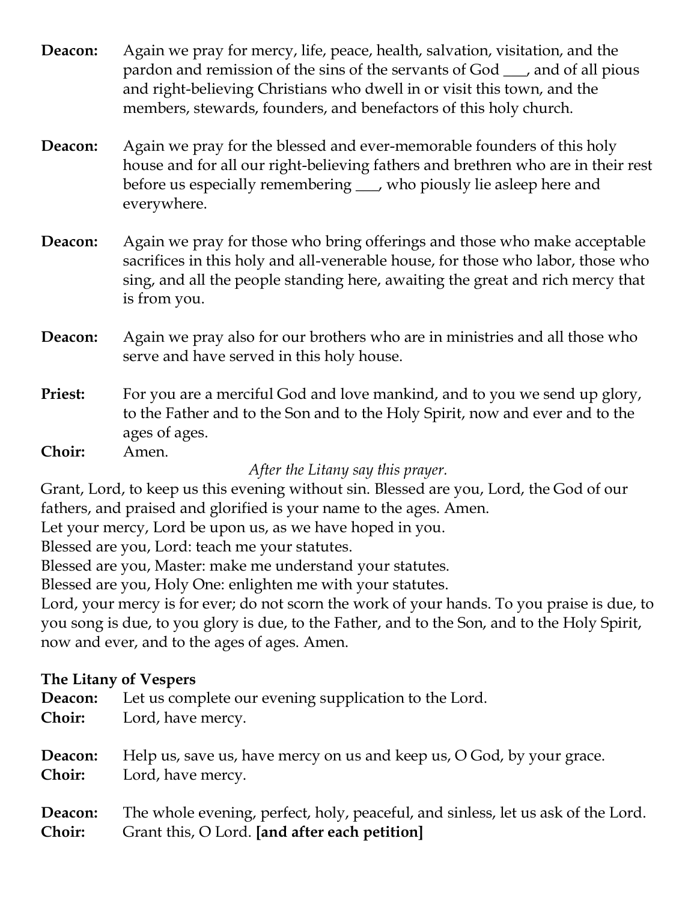**Deacon:** Again we pray for mercy, life, peace, health, salvation, visitation, and the pardon and remission of the sins of the servants of God ___, and of all pious and right-believing Christians who dwell in or visit this town, and the members, stewards, founders, and benefactors of this holy church.

**Deacon:** Again we pray for the blessed and ever-memorable founders of this holy house and for all our right-believing fathers and brethren who are in their rest before us especially remembering ___, who piously lie asleep here and everywhere.

**Deacon:** Again we pray for those who bring offerings and those who make acceptable sacrifices in this holy and all-venerable house, for those who labor, those who sing, and all the people standing here, awaiting the great and rich mercy that is from you.

**Deacon:** Again we pray also for our brothers who are in ministries and all those who serve and have served in this holy house.

**Priest:** For you are a merciful God and love mankind, and to you we send up glory, to the Father and to the Son and to the Holy Spirit, now and ever and to the ages of ages.

**Choir:** Amen.

*After the Litany say this prayer.*

Grant, Lord, to keep us this evening without sin. Blessed are you, Lord, the God of our fathers, and praised and glorified is your name to the ages. Amen.

Let your mercy, Lord be upon us, as we have hoped in you.

Blessed are you, Lord: teach me your statutes.

Blessed are you, Master: make me understand your statutes.

Blessed are you, Holy One: enlighten me with your statutes.

Lord, your mercy is for ever; do not scorn the work of your hands. To you praise is due, to you song is due, to you glory is due, to the Father, and to the Son, and to the Holy Spirit, now and ever, and to the ages of ages. Amen.

**The Litany of Vespers**

**Deacon:** Let us complete our evening supplication to the Lord.

**Choir:** Lord, have mercy.

**Deacon:** Help us, save us, have mercy on us and keep us, O God, by your grace.

**Choir:** Lord, have mercy.

**Deacon:** The whole evening, perfect, holy, peaceful, and sinless, let us ask of the Lord.

**Choir:** Grant this, O Lord. **[and after each petition]**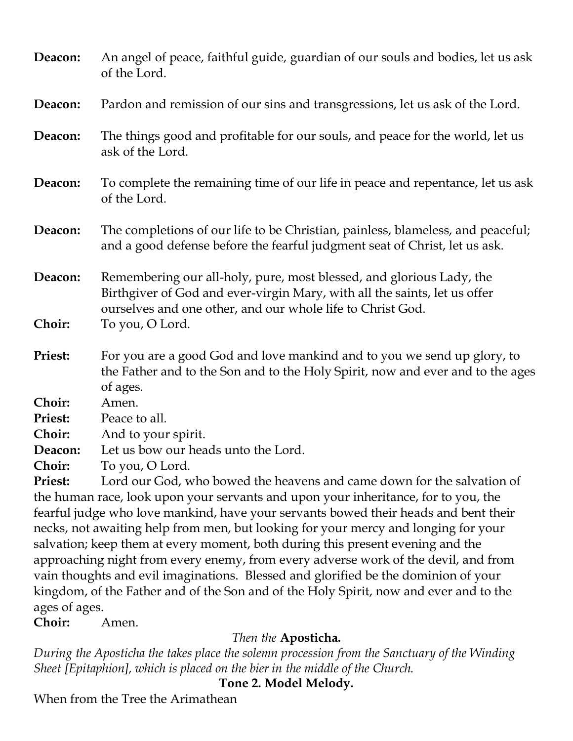**Deacon:** An angel of peace, faithful guide, guardian of our souls and bodies, let us ask of the Lord.

**Deacon:** Pardon and remission of our sins and transgressions, let us ask of the Lord.

**Deacon:** The things good and profitable for our souls, and peace for the world, let us ask of the Lord.

**Deacon:** To complete the remaining time of our life in peace and repentance, let us ask of the Lord.

**Deacon:** The completions of our life to be Christian, painless, blameless, and peaceful; and a good defense before the fearful judgment seat of Christ, let us ask.

**Deacon:** Remembering our all-holy, pure, most blessed, and glorious Lady, the Birthgiver of God and ever-virgin Mary, with all the saints, let us offer ourselves and one other, and our whole life to Christ God.
**Choir:** To you, O Lord.

**Priest:** For you are a good God and love mankind and to you we send up glory, to the Father and to the Son and to the Holy Spirit, now and ever and to the ages of ages.
**Choir:** Amen.
**Priest:** Peace to all.
**Choir:** And to your spirit.
**Deacon:** Let us bow our heads unto the Lord.
**Choir:** To you, O Lord.
**Priest:** Lord our God, who bowed the heavens and came down for the salvation of the human race, look upon your servants and upon your inheritance, for to you, the fearful judge who love mankind, have your servants bowed their heads and bent their necks, not awaiting help from men, but looking for your mercy and longing for your salvation; keep them at every moment, both during this present evening and the approaching night from every enemy, from every adverse work of the devil, and from vain thoughts and evil imaginations. Blessed and glorified be the dominion of your kingdom, of the Father and of the Son and of the Holy Spirit, now and ever and to the ages of ages.
**Choir:** Amen.

*Then the* **Aposticha.**

*During the Aposticha the takes place the solemn procession from the Sanctuary of the Winding Sheet [Epitaphion], which is placed on the bier in the middle of the Church.*

**Tone 2. Model Melody.**

When from the Tree the Arimathean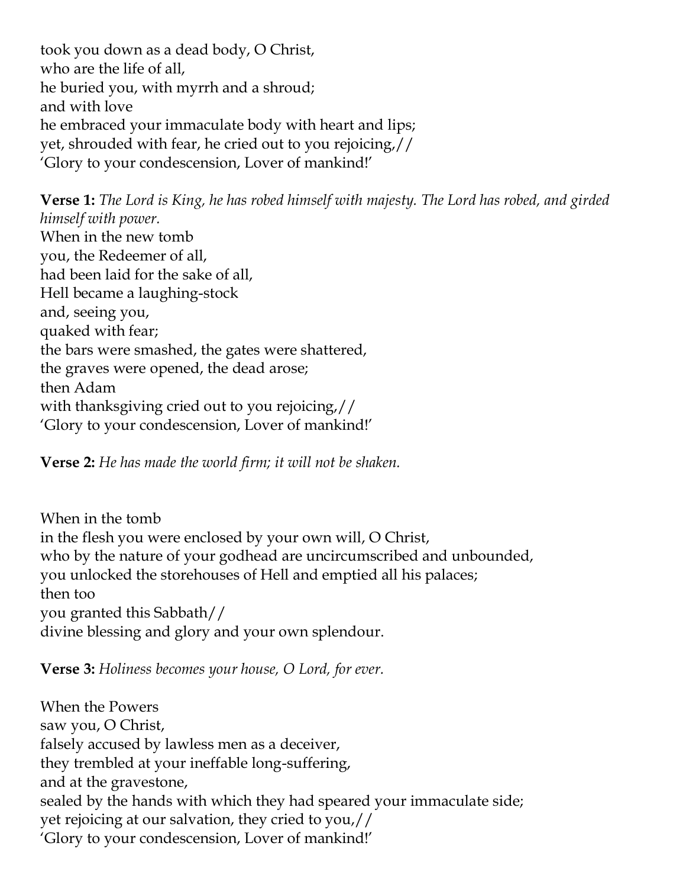took you down as a dead body, O Christ,
who are the life of all,
he buried you, with myrrh and a shroud;
and with love
he embraced your immaculate body with heart and lips;
yet, shrouded with fear, he cried out to you rejoicing,//
'Glory to your condescension, Lover of mankind!'

**Verse 1:** *The Lord is King, he has robed himself with majesty. The Lord has robed, and girded himself with power.*
When in the new tomb
you, the Redeemer of all,
had been laid for the sake of all,
Hell became a laughing-stock
and, seeing you,
quaked with fear;
the bars were smashed, the gates were shattered,
the graves were opened, the dead arose;
then Adam
with thanksgiving cried out to you rejoicing,//
'Glory to your condescension, Lover of mankind!'

**Verse 2:** *He has made the world firm; it will not be shaken.*

When in the tomb
in the flesh you were enclosed by your own will, O Christ,
who by the nature of your godhead are uncircumscribed and unbounded,
you unlocked the storehouses of Hell and emptied all his palaces;
then too
you granted this Sabbath//
divine blessing and glory and your own splendour.

**Verse 3:** *Holiness becomes your house, O Lord, for ever.*

When the Powers
saw you, O Christ,
falsely accused by lawless men as a deceiver,
they trembled at your ineffable long-suffering,
and at the gravestone,
sealed by the hands with which they had speared your immaculate side;
yet rejoicing at our salvation, they cried to you,//
'Glory to your condescension, Lover of mankind!'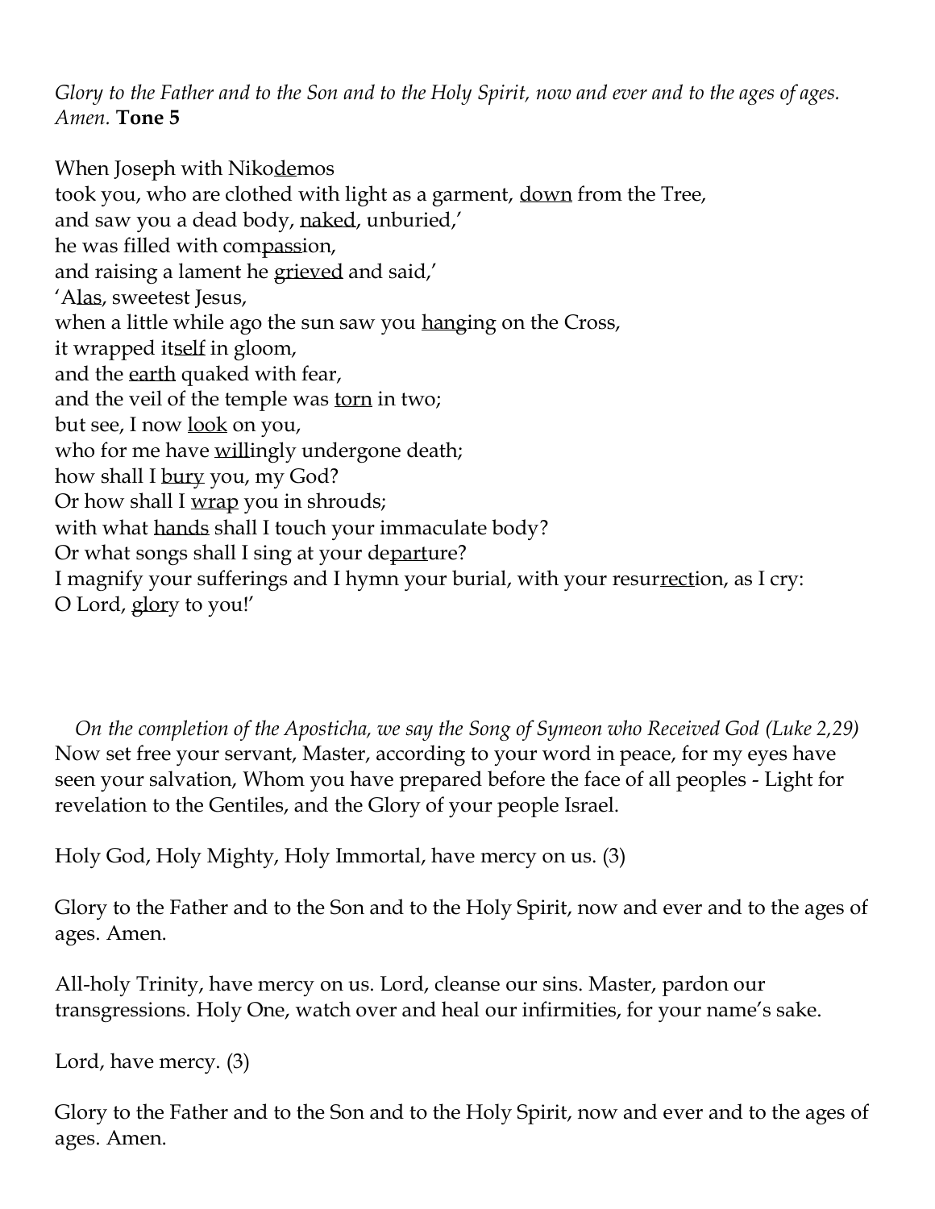*Glory to the Father and to the Son and to the Holy Spirit, now and ever and to the ages of ages. Amen.* **Tone 5**

When Joseph with Niko<u>de</u>mos  
took you, who are clothed with light as a garment, <u>down</u> from the Tree,  
and saw you a dead body, <u>naked</u>, unburied,'  
he was filled with com<u>pass</u>ion,  
and raising a lament he <u>grieved</u> and said,'  
'A<u>las</u>, sweetest Jesus,  
when a little while ago the sun saw you <u>hang</u>ing on the Cross,  
it wrapped it<u>self</u> in gloom,  
and the <u>earth</u> quaked with fear,  
and the veil of the temple was <u>torn</u> in two;  
but see, I now <u>look</u> on you,  
who for me have <u>will</u>ingly undergone death;  
how shall I <u>bury</u> you, my God?  
Or how shall I <u>wrap</u> you in shrouds;  
with what <u>hands</u> shall I touch your immaculate body?  
Or what songs shall I sing at your de<u>part</u>ure?  
I magnify your sufferings and I hymn your burial, with your resur<u>rect</u>ion, as I cry:  
O Lord, <u>glor</u>y to you!'

*On the completion of the Aposticha, we say the Song of Symeon who Received God (Luke 2,29)*  
Now set free your servant, Master, according to your word in peace, for my eyes have seen your salvation, Whom you have prepared before the face of all peoples - Light for revelation to the Gentiles, and the Glory of your people Israel.

Holy God, Holy Mighty, Holy Immortal, have mercy on us. (3)

Glory to the Father and to the Son and to the Holy Spirit, now and ever and to the ages of ages. Amen.

All-holy Trinity, have mercy on us. Lord, cleanse our sins. Master, pardon our transgressions. Holy One, watch over and heal our infirmities, for your name's sake.

Lord, have mercy. (3)

Glory to the Father and to the Son and to the Holy Spirit, now and ever and to the ages of ages. Amen.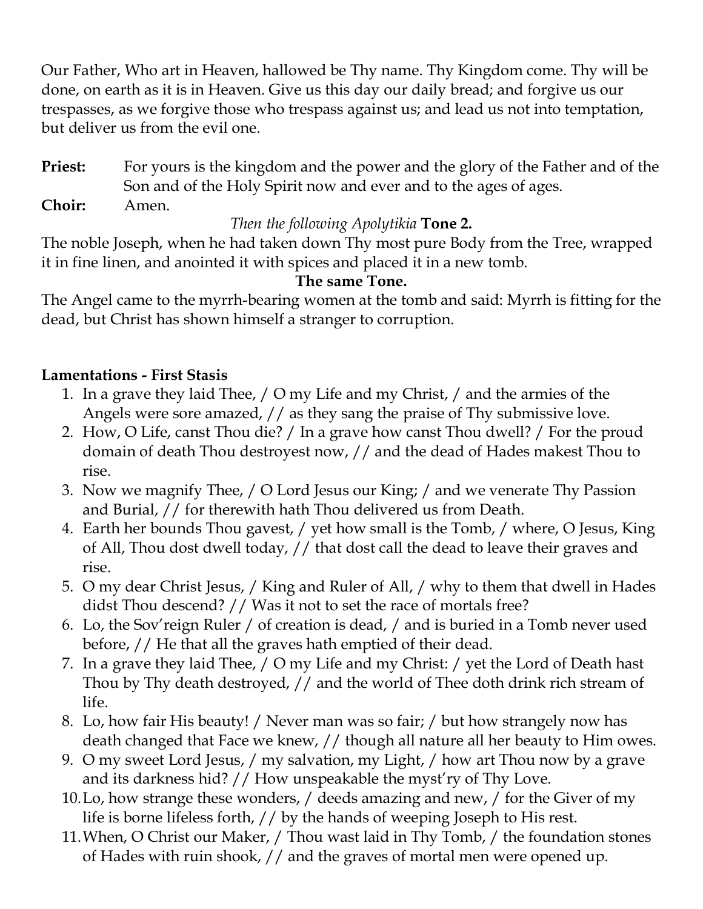Our Father, Who art in Heaven, hallowed be Thy name. Thy Kingdom come. Thy will be done, on earth as it is in Heaven. Give us this day our daily bread; and forgive us our trespasses, as we forgive those who trespass against us; and lead us not into temptation, but deliver us from the evil one.

**Priest:** For yours is the kingdom and the power and the glory of the Father and of the Son and of the Holy Spirit now and ever and to the ages of ages.

**Choir:** Amen.

*Then the following Apolytikia* **Tone 2.**

The noble Joseph, when he had taken down Thy most pure Body from the Tree, wrapped it in fine linen, and anointed it with spices and placed it in a new tomb.

**The same Tone.**

The Angel came to the myrrh-bearing women at the tomb and said: Myrrh is fitting for the dead, but Christ has shown himself a stranger to corruption.

**Lamentations - First Stasis**

1. In a grave they laid Thee, / O my Life and my Christ, / and the armies of the Angels were sore amazed, // as they sang the praise of Thy submissive love.
2. How, O Life, canst Thou die? / In a grave how canst Thou dwell? / For the proud domain of death Thou destroyest now, // and the dead of Hades makest Thou to rise.
3. Now we magnify Thee, / O Lord Jesus our King; / and we venerate Thy Passion and Burial, // for therewith hath Thou delivered us from Death.
4. Earth her bounds Thou gavest, / yet how small is the Tomb, / where, O Jesus, King of All, Thou dost dwell today, // that dost call the dead to leave their graves and rise.
5. O my dear Christ Jesus, / King and Ruler of All, / why to them that dwell in Hades didst Thou descend? // Was it not to set the race of mortals free?
6. Lo, the Sov'reign Ruler / of creation is dead, / and is buried in a Tomb never used before, // He that all the graves hath emptied of their dead.
7. In a grave they laid Thee, / O my Life and my Christ: / yet the Lord of Death hast Thou by Thy death destroyed, // and the world of Thee doth drink rich stream of life.
8. Lo, how fair His beauty! / Never man was so fair; / but how strangely now has death changed that Face we knew, // though all nature all her beauty to Him owes.
9. O my sweet Lord Jesus, / my salvation, my Light, / how art Thou now by a grave and its darkness hid? // How unspeakable the myst'ry of Thy Love.
10. Lo, how strange these wonders, / deeds amazing and new, / for the Giver of my life is borne lifeless forth, // by the hands of weeping Joseph to His rest.
11. When, O Christ our Maker, / Thou wast laid in Thy Tomb, / the foundation stones of Hades with ruin shook, // and the graves of mortal men were opened up.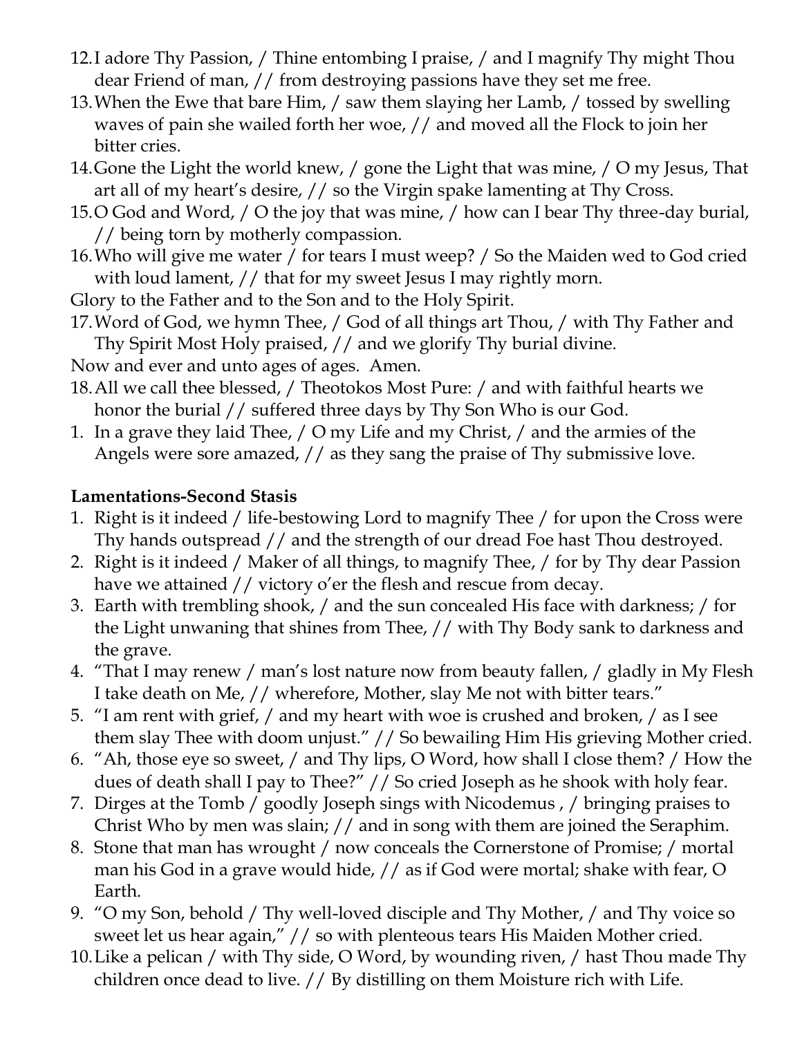12. I adore Thy Passion, / Thine entombing I praise, / and I magnify Thy might Thou dear Friend of man, // from destroying passions have they set me free.
13. When the Ewe that bare Him, / saw them slaying her Lamb, / tossed by swelling waves of pain she wailed forth her woe, // and moved all the Flock to join her bitter cries.
14. Gone the Light the world knew, / gone the Light that was mine, / O my Jesus, That art all of my heart's desire, // so the Virgin spake lamenting at Thy Cross.
15. O God and Word, / O the joy that was mine, / how can I bear Thy three-day burial, // being torn by motherly compassion.
16. Who will give me water / for tears I must weep? / So the Maiden wed to God cried with loud lament, // that for my sweet Jesus I may rightly morn.

Glory to the Father and to the Son and to the Holy Spirit.

17. Word of God, we hymn Thee, / God of all things art Thou, / with Thy Father and Thy Spirit Most Holy praised, // and we glorify Thy burial divine.

Now and ever and unto ages of ages. Amen.

18. All we call thee blessed, / Theotokos Most Pure: / and with faithful hearts we honor the burial // suffered three days by Thy Son Who is our God.
1. In a grave they laid Thee, / O my Life and my Christ, / and the armies of the Angels were sore amazed, // as they sang the praise of Thy submissive love.

**Lamentations-Second Stasis**

1. Right is it indeed / life-bestowing Lord to magnify Thee / for upon the Cross were Thy hands outspread // and the strength of our dread Foe hast Thou destroyed.
2. Right is it indeed / Maker of all things, to magnify Thee, / for by Thy dear Passion have we attained // victory o'er the flesh and rescue from decay.
3. Earth with trembling shook, / and the sun concealed His face with darkness; / for the Light unwaning that shines from Thee, // with Thy Body sank to darkness and the grave.
4. "That I may renew / man's lost nature now from beauty fallen, / gladly in My Flesh I take death on Me, // wherefore, Mother, slay Me not with bitter tears."
5. "I am rent with grief, / and my heart with woe is crushed and broken, / as I see them slay Thee with doom unjust." // So bewailing Him His grieving Mother cried.
6. "Ah, those eye so sweet, / and Thy lips, O Word, how shall I close them? / How the dues of death shall I pay to Thee?" // So cried Joseph as he shook with holy fear.
7. Dirges at the Tomb / goodly Joseph sings with Nicodemus , / bringing praises to Christ Who by men was slain; // and in song with them are joined the Seraphim.
8. Stone that man has wrought / now conceals the Cornerstone of Promise; / mortal man his God in a grave would hide, // as if God were mortal; shake with fear, O Earth.
9. "O my Son, behold / Thy well-loved disciple and Thy Mother, / and Thy voice so sweet let us hear again," // so with plenteous tears His Maiden Mother cried.
10. Like a pelican / with Thy side, O Word, by wounding riven, / hast Thou made Thy children once dead to live. // By distilling on them Moisture rich with Life.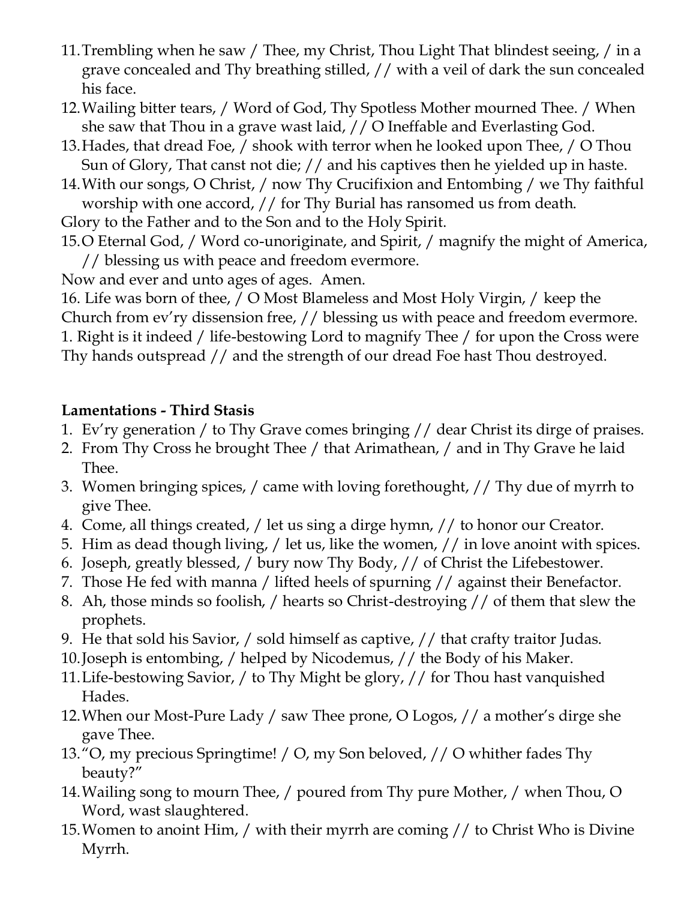11. Trembling when he saw / Thee, my Christ, Thou Light That blindest seeing, / in a grave concealed and Thy breathing stilled, // with a veil of dark the sun concealed his face.
12. Wailing bitter tears, / Word of God, Thy Spotless Mother mourned Thee. / When she saw that Thou in a grave wast laid, // O Ineffable and Everlasting God.
13. Hades, that dread Foe, / shook with terror when he looked upon Thee, / O Thou Sun of Glory, That canst not die; // and his captives then he yielded up in haste.
14. With our songs, O Christ, / now Thy Crucifixion and Entombing / we Thy faithful worship with one accord, // for Thy Burial has ransomed us from death.

Glory to the Father and to the Son and to the Holy Spirit.

15. O Eternal God, / Word co-unoriginate, and Spirit, / magnify the might of America, // blessing us with peace and freedom evermore.

Now and ever and unto ages of ages. Amen.

16. Life was born of thee, / O Most Blameless and Most Holy Virgin, / keep the Church from ev'ry dissension free, // blessing us with peace and freedom evermore.

1. Right is it indeed / life-bestowing Lord to magnify Thee / for upon the Cross were Thy hands outspread // and the strength of our dread Foe hast Thou destroyed.

**Lamentations - Third Stasis**

1. Ev'ry generation / to Thy Grave comes bringing // dear Christ its dirge of praises.
2. From Thy Cross he brought Thee / that Arimathean, / and in Thy Grave he laid Thee.
3. Women bringing spices, / came with loving forethought, // Thy due of myrrh to give Thee.
4. Come, all things created, / let us sing a dirge hymn, // to honor our Creator.
5. Him as dead though living, / let us, like the women, // in love anoint with spices.
6. Joseph, greatly blessed, / bury now Thy Body, // of Christ the Lifebestower.
7. Those He fed with manna / lifted heels of spurning // against their Benefactor.
8. Ah, those minds so foolish, / hearts so Christ-destroying // of them that slew the prophets.
9. He that sold his Savior, / sold himself as captive, // that crafty traitor Judas.
10. Joseph is entombing, / helped by Nicodemus, // the Body of his Maker.
11. Life-bestowing Savior, / to Thy Might be glory, // for Thou hast vanquished Hades.
12. When our Most-Pure Lady / saw Thee prone, O Logos, // a mother's dirge she gave Thee.
13. "O, my precious Springtime! / O, my Son beloved, // O whither fades Thy beauty?"
14. Wailing song to mourn Thee, / poured from Thy pure Mother, / when Thou, O Word, wast slaughtered.
15. Women to anoint Him, / with their myrrh are coming // to Christ Who is Divine Myrrh.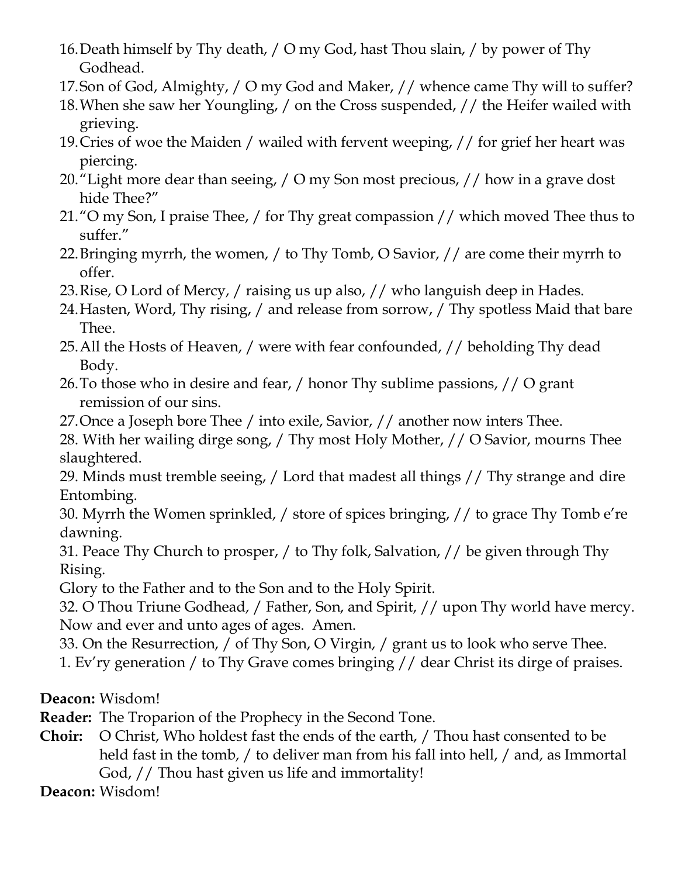16. Death himself by Thy death, / O my God, hast Thou slain, / by power of Thy Godhead.
17. Son of God, Almighty, / O my God and Maker, // whence came Thy will to suffer?
18. When she saw her Youngling, / on the Cross suspended, // the Heifer wailed with grieving.
19. Cries of woe the Maiden / wailed with fervent weeping, // for grief her heart was piercing.
20. "Light more dear than seeing, / O my Son most precious, // how in a grave dost hide Thee?"
21. "O my Son, I praise Thee, / for Thy great compassion // which moved Thee thus to suffer."
22. Bringing myrrh, the women, / to Thy Tomb, O Savior, // are come their myrrh to offer.
23. Rise, O Lord of Mercy, / raising us up also, // who languish deep in Hades.
24. Hasten, Word, Thy rising, / and release from sorrow, / Thy spotless Maid that bare Thee.
25. All the Hosts of Heaven, / were with fear confounded, // beholding Thy dead Body.
26. To those who in desire and fear, / honor Thy sublime passions, // O grant remission of our sins.
27. Once a Joseph bore Thee / into exile, Savior, // another now inters Thee.
28. With her wailing dirge song, / Thy most Holy Mother, // O Savior, mourns Thee slaughtered.
29. Minds must tremble seeing, / Lord that madest all things // Thy strange and dire Entombing.
30. Myrrh the Women sprinkled, / store of spices bringing, // to grace Thy Tomb e're dawning.
31. Peace Thy Church to prosper, / to Thy folk, Salvation, // be given through Thy Rising.

Glory to the Father and to the Son and to the Holy Spirit.

32. O Thou Triune Godhead, / Father, Son, and Spirit, // upon Thy world have mercy.

Now and ever and unto ages of ages. Amen.

33. On the Resurrection, / of Thy Son, O Virgin, / grant us to look who serve Thee.

1. Ev'ry generation / to Thy Grave comes bringing // dear Christ its dirge of praises.

**Deacon:** Wisdom!

**Reader:** The Troparion of the Prophecy in the Second Tone.

**Choir:** O Christ, Who holdest fast the ends of the earth, / Thou hast consented to be held fast in the tomb, / to deliver man from his fall into hell, / and, as Immortal God, // Thou hast given us life and immortality!

**Deacon:** Wisdom!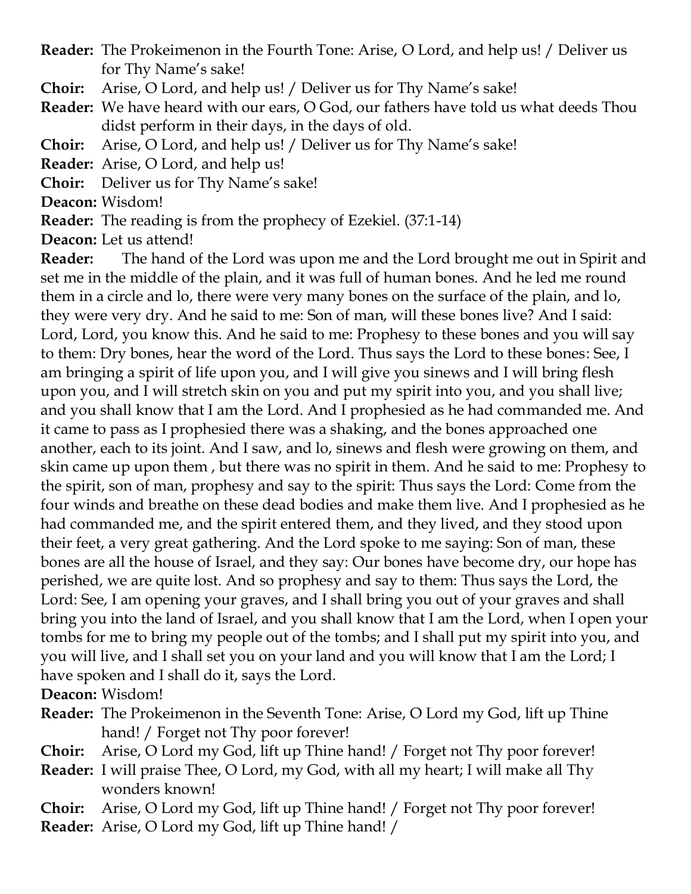**Reader:** The Prokeimenon in the Fourth Tone: Arise, O Lord, and help us! / Deliver us for Thy Name's sake!

**Choir:** Arise, O Lord, and help us! / Deliver us for Thy Name's sake!

**Reader:** We have heard with our ears, O God, our fathers have told us what deeds Thou didst perform in their days, in the days of old.

**Choir:** Arise, O Lord, and help us! / Deliver us for Thy Name's sake!

**Reader:** Arise, O Lord, and help us!

**Choir:** Deliver us for Thy Name's sake!

**Deacon:** Wisdom!

**Reader:** The reading is from the prophecy of Ezekiel. (37:1-14)

**Deacon:** Let us attend!

**Reader:** The hand of the Lord was upon me and the Lord brought me out in Spirit and set me in the middle of the plain, and it was full of human bones. And he led me round them in a circle and lo, there were very many bones on the surface of the plain, and lo, they were very dry. And he said to me: Son of man, will these bones live? And I said: Lord, Lord, you know this. And he said to me: Prophesy to these bones and you will say to them: Dry bones, hear the word of the Lord. Thus says the Lord to these bones: See, I am bringing a spirit of life upon you, and I will give you sinews and I will bring flesh upon you, and I will stretch skin on you and put my spirit into you, and you shall live; and you shall know that I am the Lord. And I prophesied as he had commanded me. And it came to pass as I prophesied there was a shaking, and the bones approached one another, each to its joint. And I saw, and lo, sinews and flesh were growing on them, and skin came up upon them , but there was no spirit in them. And he said to me: Prophesy to the spirit, son of man, prophesy and say to the spirit: Thus says the Lord: Come from the four winds and breathe on these dead bodies and make them live. And I prophesied as he had commanded me, and the spirit entered them, and they lived, and they stood upon their feet, a very great gathering. And the Lord spoke to me saying: Son of man, these bones are all the house of Israel, and they say: Our bones have become dry, our hope has perished, we are quite lost. And so prophesy and say to them: Thus says the Lord, the Lord: See, I am opening your graves, and I shall bring you out of your graves and shall bring you into the land of Israel, and you shall know that I am the Lord, when I open your tombs for me to bring my people out of the tombs; and I shall put my spirit into you, and you will live, and I shall set you on your land and you will know that I am the Lord; I have spoken and I shall do it, says the Lord.

**Deacon:** Wisdom!

**Reader:** The Prokeimenon in the Seventh Tone: Arise, O Lord my God, lift up Thine hand! / Forget not Thy poor forever!

**Choir:** Arise, O Lord my God, lift up Thine hand! / Forget not Thy poor forever!

**Reader:** I will praise Thee, O Lord, my God, with all my heart; I will make all Thy wonders known!

**Choir:** Arise, O Lord my God, lift up Thine hand! / Forget not Thy poor forever!

**Reader:** Arise, O Lord my God, lift up Thine hand! /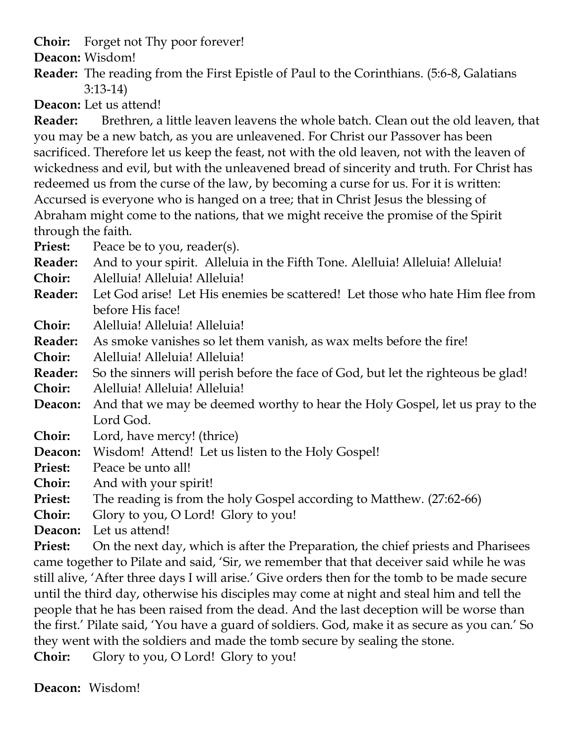**Choir:** Forget not Thy poor forever!

**Deacon:** Wisdom!

**Reader:** The reading from the First Epistle of Paul to the Corinthians. (5:6-8, Galatians 3:13-14)

**Deacon:** Let us attend!

**Reader:** Brethren, a little leaven leavens the whole batch. Clean out the old leaven, that you may be a new batch, as you are unleavened. For Christ our Passover has been sacrificed. Therefore let us keep the feast, not with the old leaven, not with the leaven of wickedness and evil, but with the unleavened bread of sincerity and truth. For Christ has redeemed us from the curse of the law, by becoming a curse for us. For it is written: Accursed is everyone who is hanged on a tree; that in Christ Jesus the blessing of Abraham might come to the nations, that we might receive the promise of the Spirit through the faith.

**Priest:** Peace be to you, reader(s).

**Reader:** And to your spirit. Alleluia in the Fifth Tone. Alelluia! Alleluia! Alleluia!

**Choir:** Alelluia! Alleluia! Alleluia!

**Reader:** Let God arise! Let His enemies be scattered! Let those who hate Him flee from before His face!

**Choir:** Alelluia! Alleluia! Alleluia!

**Reader:** As smoke vanishes so let them vanish, as wax melts before the fire!

**Choir:** Alelluia! Alleluia! Alleluia!

**Reader:** So the sinners will perish before the face of God, but let the righteous be glad!

**Choir:** Alelluia! Alleluia! Alleluia!

**Deacon:** And that we may be deemed worthy to hear the Holy Gospel, let us pray to the Lord God.

**Choir:** Lord, have mercy! (thrice)

**Deacon:** Wisdom! Attend! Let us listen to the Holy Gospel!

**Priest:** Peace be unto all!

**Choir:** And with your spirit!

**Priest:** The reading is from the holy Gospel according to Matthew. (27:62-66)

**Choir:** Glory to you, O Lord! Glory to you!

**Deacon:** Let us attend!

**Priest:** On the next day, which is after the Preparation, the chief priests and Pharisees came together to Pilate and said, 'Sir, we remember that that deceiver said while he was still alive, 'After three days I will arise.' Give orders then for the tomb to be made secure until the third day, otherwise his disciples may come at night and steal him and tell the people that he has been raised from the dead. And the last deception will be worse than the first.' Pilate said, 'You have a guard of soldiers. God, make it as secure as you can.' So they went with the soldiers and made the tomb secure by sealing the stone.

**Choir:** Glory to you, O Lord! Glory to you!

**Deacon:** Wisdom!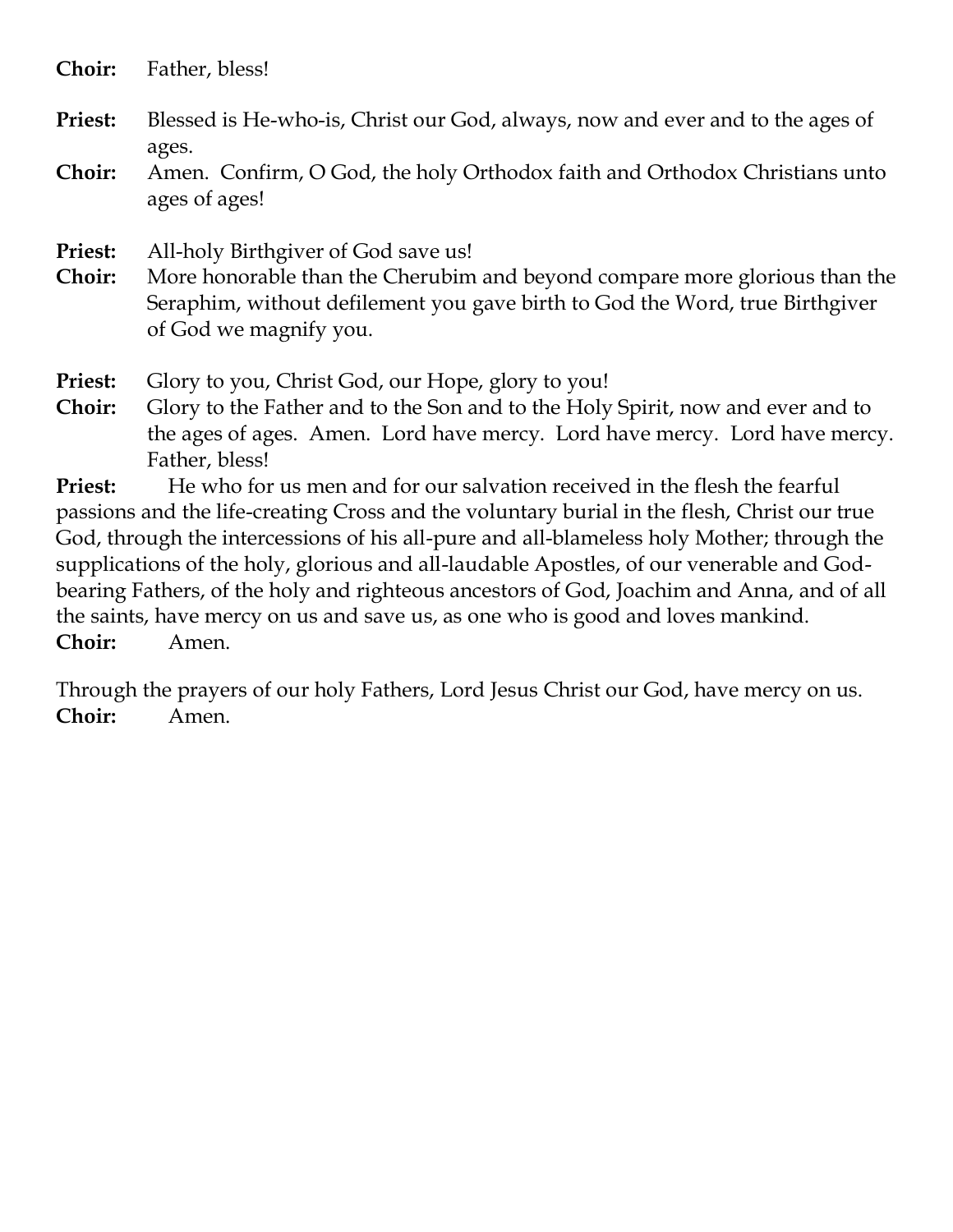**Choir:** Father, bless!

**Priest:** Blessed is He-who-is, Christ our God, always, now and ever and to the ages of ages.

**Choir:** Amen. Confirm, O God, the holy Orthodox faith and Orthodox Christians unto ages of ages!

**Priest:** All-holy Birthgiver of God save us!

**Choir:** More honorable than the Cherubim and beyond compare more glorious than the Seraphim, without defilement you gave birth to God the Word, true Birthgiver of God we magnify you.

**Priest:** Glory to you, Christ God, our Hope, glory to you!

**Choir:** Glory to the Father and to the Son and to the Holy Spirit, now and ever and to the ages of ages. Amen. Lord have mercy. Lord have mercy. Lord have mercy. Father, bless!

**Priest:** He who for us men and for our salvation received in the flesh the fearful passions and the life-creating Cross and the voluntary burial in the flesh, Christ our true God, through the intercessions of his all-pure and all-blameless holy Mother; through the supplications of the holy, glorious and all-laudable Apostles, of our venerable and God-bearing Fathers, of the holy and righteous ancestors of God, Joachim and Anna, and of all the saints, have mercy on us and save us, as one who is good and loves mankind.

**Choir:** Amen.

Through the prayers of our holy Fathers, Lord Jesus Christ our God, have mercy on us.

**Choir:** Amen.